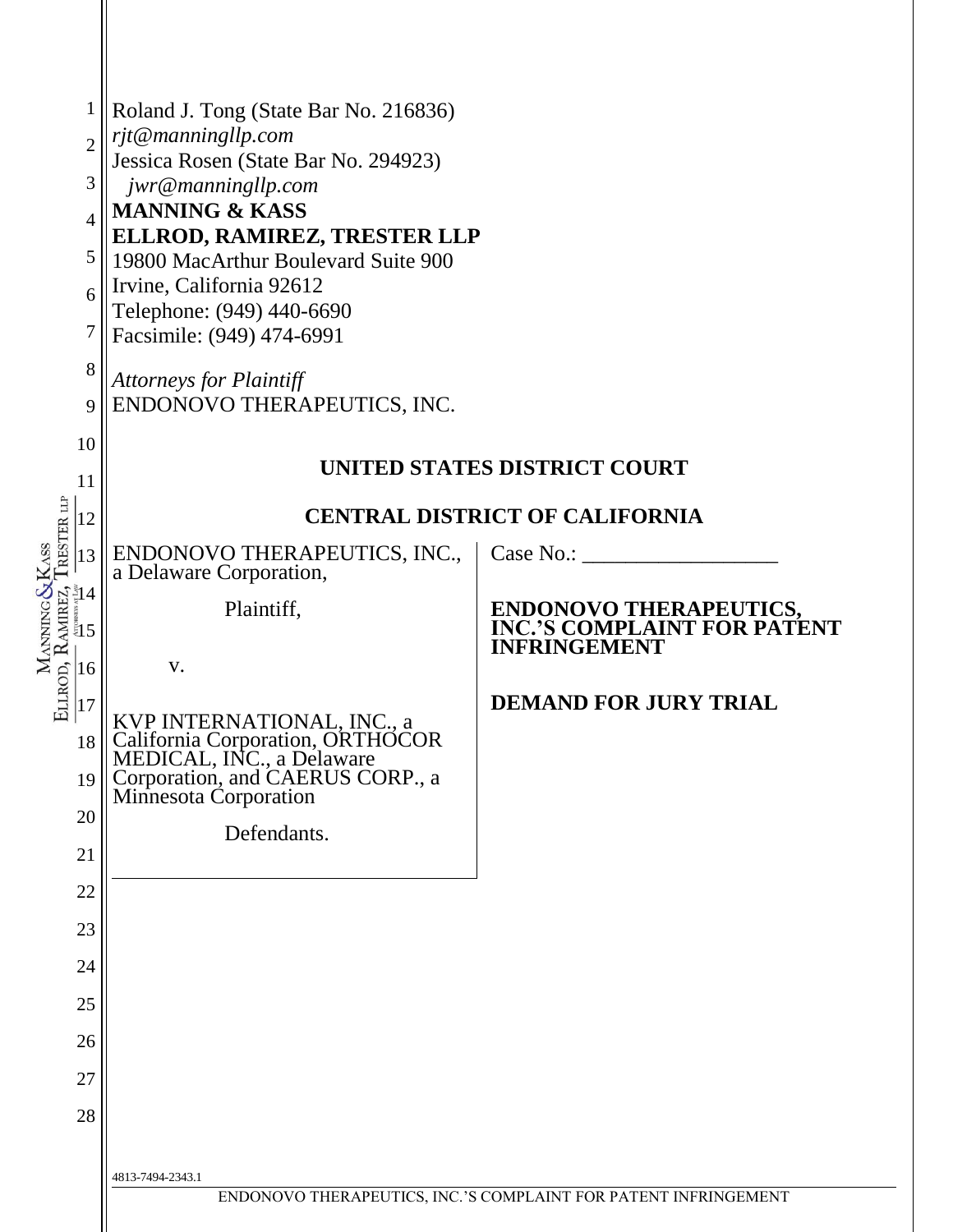Roland J. Tong (State Bar No. 216836)
*rjt@manningllp.com*
Jessica Rosen (State Bar No. 294923)
*jwr@manningllp.com*
**MANNING & KASS**
**ELLROD, RAMIREZ, TRESTER LLP**
19800 MacArthur Boulevard Suite 900
Irvine, California 92612
Telephone: (949) 440-6690
Facsimile: (949) 474-6991

*Attorneys for Plaintiff*
ENDONOVO THERAPEUTICS, INC.

**UNITED STATES DISTRICT COURT**

**CENTRAL DISTRICT OF CALIFORNIA**

ENDONOVO THERAPEUTICS, INC., a Delaware Corporation,

Plaintiff,

v.

KVP INTERNATIONAL, INC., a California Corporation, ORTHOCOR MEDICAL, INC., a Delaware Corporation, and CAERUS CORP., a Minnesota Corporation

Defendants.

Case No.: ___________________

**ENDONOVO THERAPEUTICS, INC.'S COMPLAINT FOR PATENT INFRINGEMENT**

**DEMAND FOR JURY TRIAL**

4813-7494-2343.1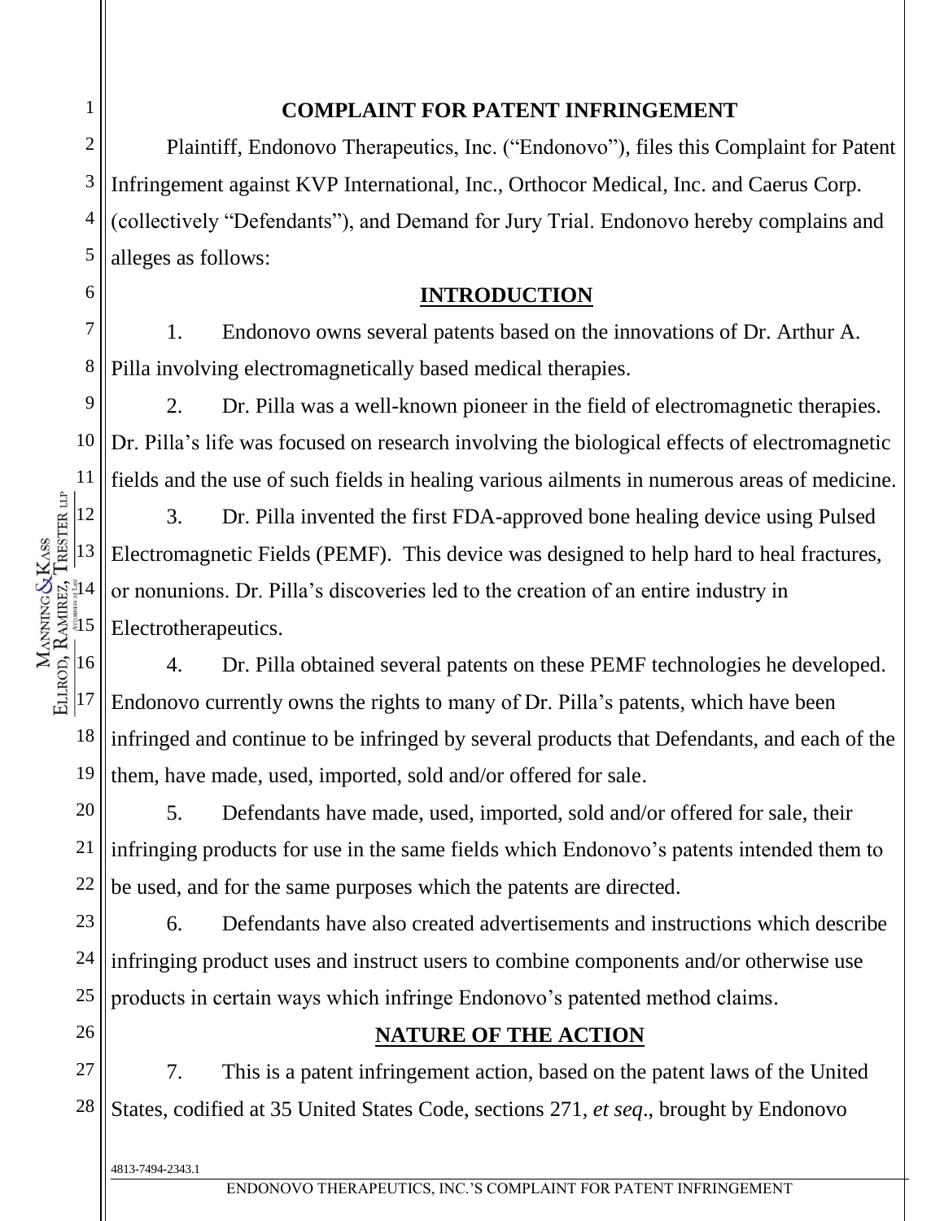## COMPLAINT FOR PATENT INFRINGEMENT

Plaintiff, Endonovo Therapeutics, Inc. ("Endonovo"), files this Complaint for Patent Infringement against KVP International, Inc., Orthocor Medical, Inc. and Caerus Corp. (collectively "Defendants"), and Demand for Jury Trial. Endonovo hereby complains and alleges as follows:

## INTRODUCTION

1. Endonovo owns several patents based on the innovations of Dr. Arthur A. Pilla involving electromagnetically based medical therapies.

2. Dr. Pilla was a well-known pioneer in the field of electromagnetic therapies. Dr. Pilla's life was focused on research involving the biological effects of electromagnetic fields and the use of such fields in healing various ailments in numerous areas of medicine.

3. Dr. Pilla invented the first FDA-approved bone healing device using Pulsed Electromagnetic Fields (PEMF). This device was designed to help hard to heal fractures, or nonunions. Dr. Pilla's discoveries led to the creation of an entire industry in Electrotherapeutics.

4. Dr. Pilla obtained several patents on these PEMF technologies he developed. Endonovo currently owns the rights to many of Dr. Pilla's patents, which have been infringed and continue to be infringed by several products that Defendants, and each of the them, have made, used, imported, sold and/or offered for sale.

5. Defendants have made, used, imported, sold and/or offered for sale, their infringing products for use in the same fields which Endonovo's patents intended them to be used, and for the same purposes which the patents are directed.

6. Defendants have also created advertisements and instructions which describe infringing product uses and instruct users to combine components and/or otherwise use products in certain ways which infringe Endonovo's patented method claims.

## NATURE OF THE ACTION

7. This is a patent infringement action, based on the patent laws of the United States, codified at 35 United States Code, sections 271, *et seq*., brought by Endonovo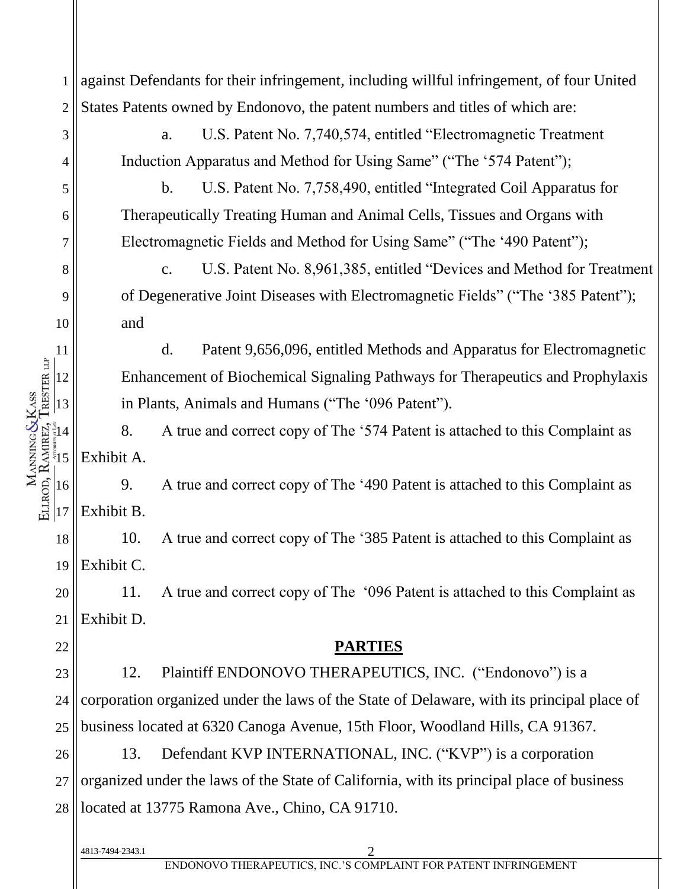against Defendants for their infringement, including willful infringement, of four United States Patents owned by Endonovo, the patent numbers and titles of which are:

a. U.S. Patent No. 7,740,574, entitled "Electromagnetic Treatment Induction Apparatus and Method for Using Same" ("The '574 Patent");

b. U.S. Patent No. 7,758,490, entitled "Integrated Coil Apparatus for Therapeutically Treating Human and Animal Cells, Tissues and Organs with Electromagnetic Fields and Method for Using Same" ("The '490 Patent");

c. U.S. Patent No. 8,961,385, entitled "Devices and Method for Treatment of Degenerative Joint Diseases with Electromagnetic Fields" ("The '385 Patent"); and

d. Patent 9,656,096, entitled Methods and Apparatus for Electromagnetic Enhancement of Biochemical Signaling Pathways for Therapeutics and Prophylaxis in Plants, Animals and Humans ("The '096 Patent").

8. A true and correct copy of The '574 Patent is attached to this Complaint as Exhibit A.

9. A true and correct copy of The '490 Patent is attached to this Complaint as Exhibit B.

10. A true and correct copy of The '385 Patent is attached to this Complaint as Exhibit C.

11. A true and correct copy of The '096 Patent is attached to this Complaint as Exhibit D.

## **PARTIES**

12. Plaintiff ENDONOVO THERAPEUTICS, INC. ("Endonovo") is a corporation organized under the laws of the State of Delaware, with its principal place of business located at 6320 Canoga Avenue, 15th Floor, Woodland Hills, CA 91367.

13. Defendant KVP INTERNATIONAL, INC. ("KVP") is a corporation organized under the laws of the State of California, with its principal place of business located at 13775 Ramona Ave., Chino, CA 91710.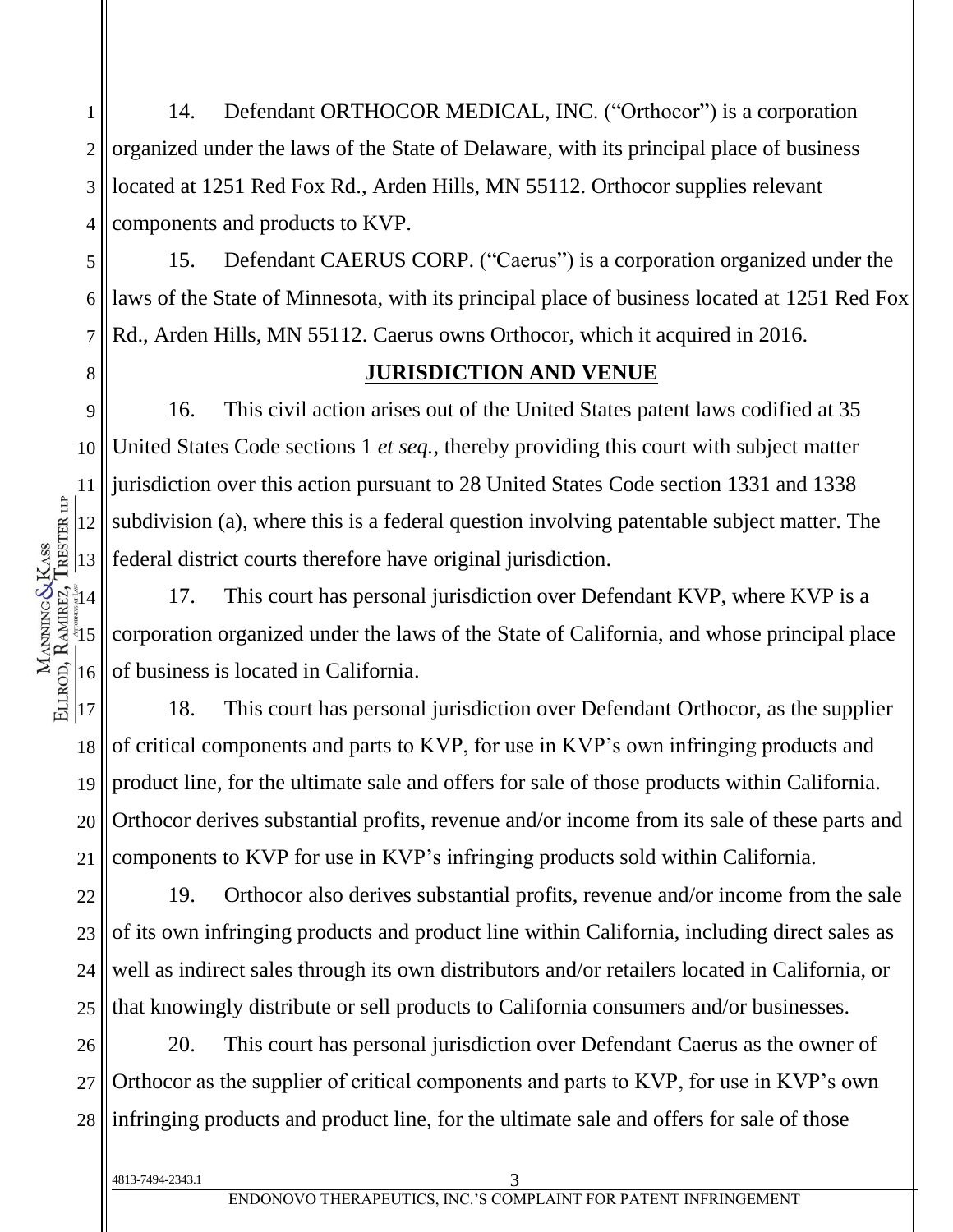14. Defendant ORTHOCOR MEDICAL, INC. ("Orthocor") is a corporation organized under the laws of the State of Delaware, with its principal place of business located at 1251 Red Fox Rd., Arden Hills, MN 55112. Orthocor supplies relevant components and products to KVP.

15. Defendant CAERUS CORP. ("Caerus") is a corporation organized under the laws of the State of Minnesota, with its principal place of business located at 1251 Red Fox Rd., Arden Hills, MN 55112. Caerus owns Orthocor, which it acquired in 2016.

## JURISDICTION AND VENUE

16. This civil action arises out of the United States patent laws codified at 35 United States Code sections 1 *et seq.*, thereby providing this court with subject matter jurisdiction over this action pursuant to 28 United States Code section 1331 and 1338 subdivision (a), where this is a federal question involving patentable subject matter. The federal district courts therefore have original jurisdiction.

17. This court has personal jurisdiction over Defendant KVP, where KVP is a corporation organized under the laws of the State of California, and whose principal place of business is located in California.

18. This court has personal jurisdiction over Defendant Orthocor, as the supplier of critical components and parts to KVP, for use in KVP's own infringing products and product line, for the ultimate sale and offers for sale of those products within California. Orthocor derives substantial profits, revenue and/or income from its sale of these parts and components to KVP for use in KVP's infringing products sold within California.

19. Orthocor also derives substantial profits, revenue and/or income from the sale of its own infringing products and product line within California, including direct sales as well as indirect sales through its own distributors and/or retailers located in California, or that knowingly distribute or sell products to California consumers and/or businesses.

20. This court has personal jurisdiction over Defendant Caerus as the owner of Orthocor as the supplier of critical components and parts to KVP, for use in KVP's own infringing products and product line, for the ultimate sale and offers for sale of those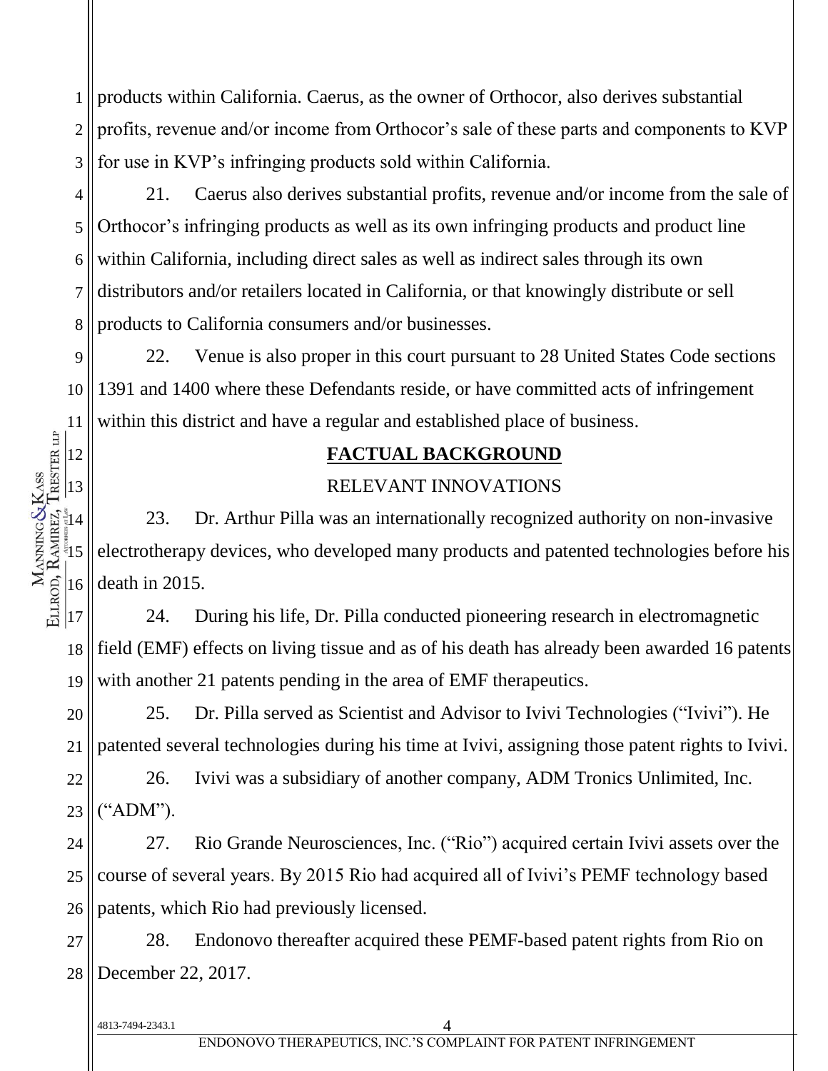products within California. Caerus, as the owner of Orthocor, also derives substantial profits, revenue and/or income from Orthocor's sale of these parts and components to KVP for use in KVP's infringing products sold within California.

21. Caerus also derives substantial profits, revenue and/or income from the sale of Orthocor's infringing products as well as its own infringing products and product line within California, including direct sales as well as indirect sales through its own distributors and/or retailers located in California, or that knowingly distribute or sell products to California consumers and/or businesses.

22. Venue is also proper in this court pursuant to 28 United States Code sections 1391 and 1400 where these Defendants reside, or have committed acts of infringement within this district and have a regular and established place of business.

## FACTUAL BACKGROUND

### RELEVANT INNOVATIONS

23. Dr. Arthur Pilla was an internationally recognized authority on non-invasive electrotherapy devices, who developed many products and patented technologies before his death in 2015.

24. During his life, Dr. Pilla conducted pioneering research in electromagnetic field (EMF) effects on living tissue and as of his death has already been awarded 16 patents with another 21 patents pending in the area of EMF therapeutics.

25. Dr. Pilla served as Scientist and Advisor to Ivivi Technologies ("Ivivi"). He patented several technologies during his time at Ivivi, assigning those patent rights to Ivivi.

26. Ivivi was a subsidiary of another company, ADM Tronics Unlimited, Inc. ("ADM").

27. Rio Grande Neurosciences, Inc. ("Rio") acquired certain Ivivi assets over the course of several years. By 2015 Rio had acquired all of Ivivi's PEMF technology based patents, which Rio had previously licensed.

28. Endonovo thereafter acquired these PEMF-based patent rights from Rio on December 22, 2017.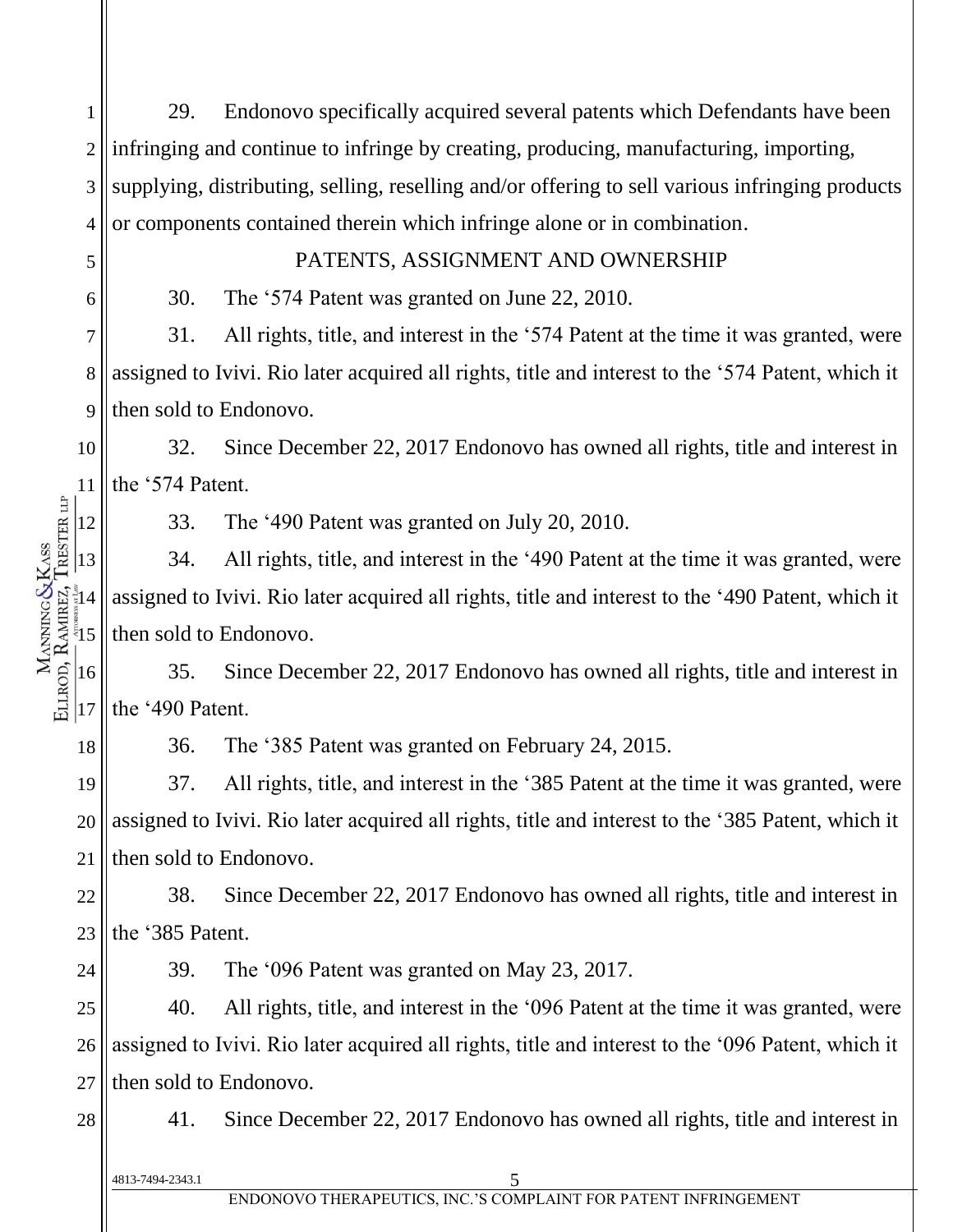29. Endonovo specifically acquired several patents which Defendants have been infringing and continue to infringe by creating, producing, manufacturing, importing, supplying, distributing, selling, reselling and/or offering to sell various infringing products or components contained therein which infringe alone or in combination.

## PATENTS, ASSIGNMENT AND OWNERSHIP

30. The '574 Patent was granted on June 22, 2010.

31. All rights, title, and interest in the '574 Patent at the time it was granted, were assigned to Ivivi. Rio later acquired all rights, title and interest to the '574 Patent, which it then sold to Endonovo.

32. Since December 22, 2017 Endonovo has owned all rights, title and interest in the '574 Patent.

33. The '490 Patent was granted on July 20, 2010.

34. All rights, title, and interest in the '490 Patent at the time it was granted, were assigned to Ivivi. Rio later acquired all rights, title and interest to the '490 Patent, which it then sold to Endonovo.

35. Since December 22, 2017 Endonovo has owned all rights, title and interest in the '490 Patent.

36. The '385 Patent was granted on February 24, 2015.

37. All rights, title, and interest in the '385 Patent at the time it was granted, were assigned to Ivivi. Rio later acquired all rights, title and interest to the '385 Patent, which it then sold to Endonovo.

38. Since December 22, 2017 Endonovo has owned all rights, title and interest in the '385 Patent.

39. The '096 Patent was granted on May 23, 2017.

40. All rights, title, and interest in the '096 Patent at the time it was granted, were assigned to Ivivi. Rio later acquired all rights, title and interest to the '096 Patent, which it then sold to Endonovo.

41. Since December 22, 2017 Endonovo has owned all rights, title and interest in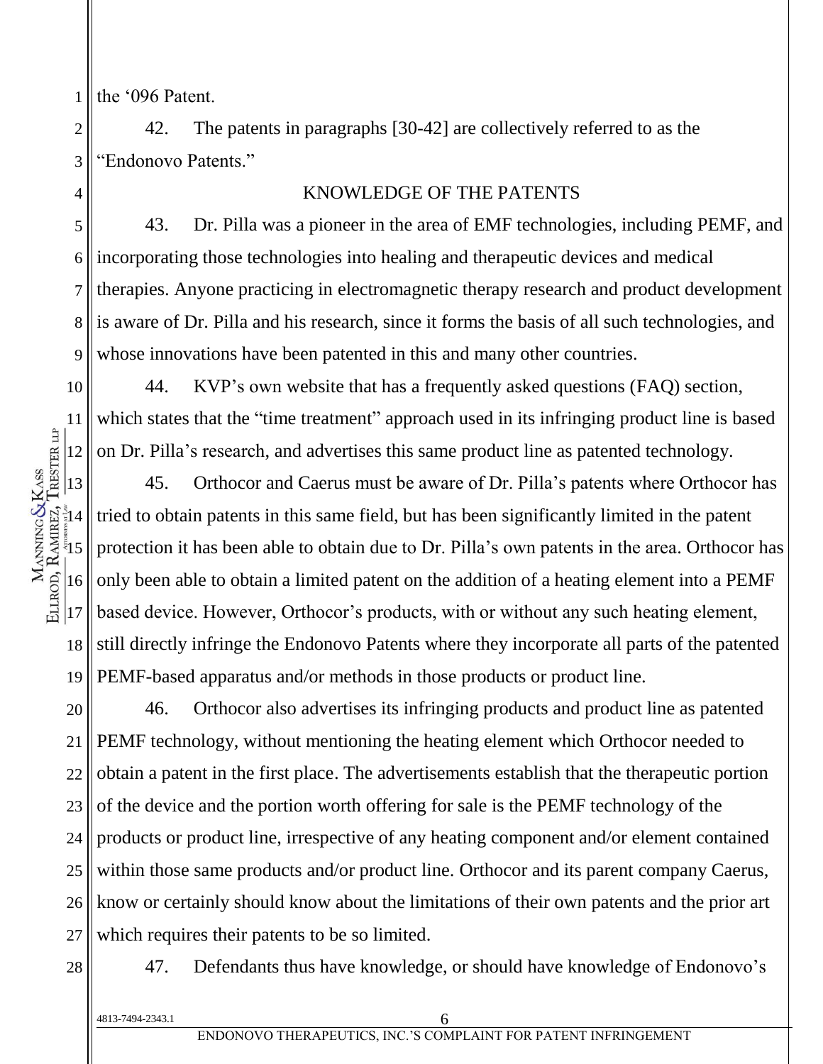the ‘096 Patent.

42. The patents in paragraphs [30-42] are collectively referred to as the “Endonovo Patents.”

## KNOWLEDGE OF THE PATENTS

43. Dr. Pilla was a pioneer in the area of EMF technologies, including PEMF, and incorporating those technologies into healing and therapeutic devices and medical therapies. Anyone practicing in electromagnetic therapy research and product development is aware of Dr. Pilla and his research, since it forms the basis of all such technologies, and whose innovations have been patented in this and many other countries.

44. KVP’s own website that has a frequently asked questions (FAQ) section, which states that the “time treatment” approach used in its infringing product line is based on Dr. Pilla’s research, and advertises this same product line as patented technology.

45. Orthocor and Caerus must be aware of Dr. Pilla’s patents where Orthocor has tried to obtain patents in this same field, but has been significantly limited in the patent protection it has been able to obtain due to Dr. Pilla’s own patents in the area. Orthocor has only been able to obtain a limited patent on the addition of a heating element into a PEMF based device. However, Orthocor’s products, with or without any such heating element, still directly infringe the Endonovo Patents where they incorporate all parts of the patented PEMF-based apparatus and/or methods in those products or product line.

46. Orthocor also advertises its infringing products and product line as patented PEMF technology, without mentioning the heating element which Orthocor needed to obtain a patent in the first place. The advertisements establish that the therapeutic portion of the device and the portion worth offering for sale is the PEMF technology of the products or product line, irrespective of any heating component and/or element contained within those same products and/or product line. Orthocor and its parent company Caerus, know or certainly should know about the limitations of their own patents and the prior art which requires their patents to be so limited.

47. Defendants thus have knowledge, or should have knowledge of Endonovo’s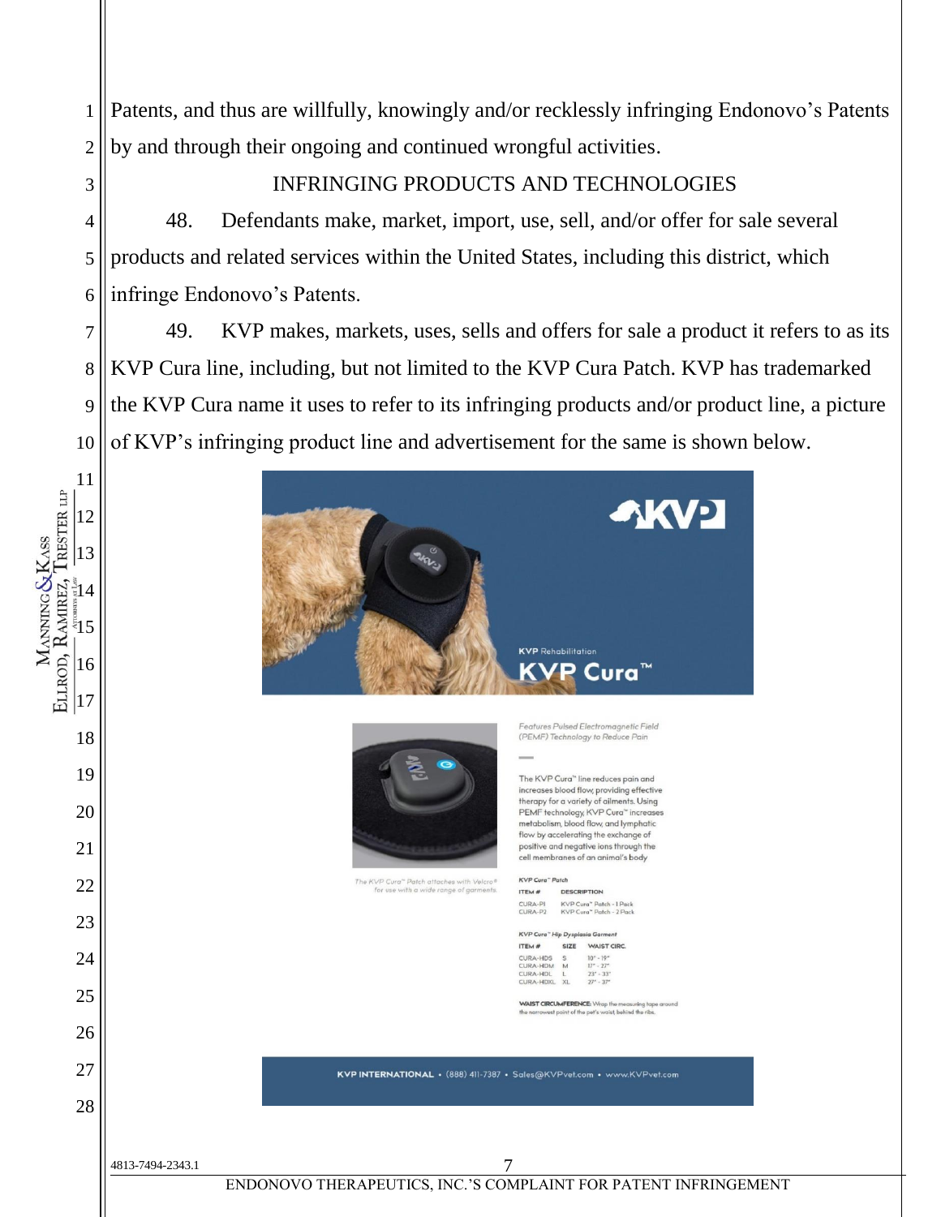Patents, and thus are willfully, knowingly and/or recklessly infringing Endonovo's Patents by and through their ongoing and continued wrongful activities.

## INFRINGING PRODUCTS AND TECHNOLOGIES

48. Defendants make, market, import, use, sell, and/or offer for sale several products and related services within the United States, including this district, which infringe Endonovo's Patents.

49. KVP makes, markets, uses, sells and offers for sale a product it refers to as its KVP Cura line, including, but not limited to the KVP Cura Patch. KVP has trademarked the KVP Cura name it uses to refer to its infringing products and/or product line, a picture of KVP's infringing product line and advertisement for the same is shown below.

KVP

KVP Rehabilitation

KVP Cura™

*Features Pulsed Electromagnetic Field (PEMF) Technology to Reduce Pain*

The KVP Cura™ line reduces pain and increases blood flow, providing effective therapy for a variety of ailments. Using PEMF technology, KVP Cura™ increases metabolism, blood flow, and lymphatic flow by accelerating the exchange of positive and negative ions through the cell membranes of an animal's body

*The KVP Cura™ Patch attaches with Velcro® for use with a wide range of garments*

*KVP Cura™ Patch*

| ITEM # | DESCRIPTION |
|---|---|
| CURA-P1 | KVP Cura™ Patch - 1 Pack |
| CURA-P2 | KVP Cura™ Patch - 2 Pack |

*KVP Cura™ Hip Dysplasia Garment*

| ITEM # | SIZE | WAIST CIRC. |
|---|---|---|
| CURA-HDS | S | 10" - 19" |
| CURA-HDM | M | 17" - 27" |
| CURA-HDL | L | 23" - 33" |
| CURA-HDXL | XL | 27" - 37" |

**WAIST CIRCUMFERENCE:** Wrap the measuring tape around the narrowest point of the pet's waist, behind the ribs.

**KVP INTERNATIONAL** • (888) 411-7387 • Sales@KVPvet.com • www.KVPvet.com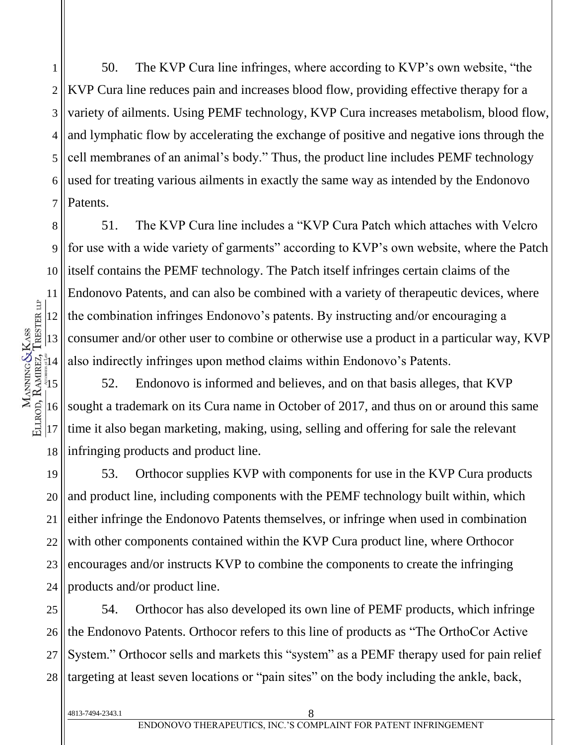50. The KVP Cura line infringes, where according to KVP's own website, "the KVP Cura line reduces pain and increases blood flow, providing effective therapy for a variety of ailments. Using PEMF technology, KVP Cura increases metabolism, blood flow, and lymphatic flow by accelerating the exchange of positive and negative ions through the cell membranes of an animal's body." Thus, the product line includes PEMF technology used for treating various ailments in exactly the same way as intended by the Endonovo Patents.

51. The KVP Cura line includes a "KVP Cura Patch which attaches with Velcro for use with a wide variety of garments" according to KVP's own website, where the Patch itself contains the PEMF technology. The Patch itself infringes certain claims of the Endonovo Patents, and can also be combined with a variety of therapeutic devices, where the combination infringes Endonovo's patents. By instructing and/or encouraging a consumer and/or other user to combine or otherwise use a product in a particular way, KVP also indirectly infringes upon method claims within Endonovo's Patents.

52. Endonovo is informed and believes, and on that basis alleges, that KVP sought a trademark on its Cura name in October of 2017, and thus on or around this same time it also began marketing, making, using, selling and offering for sale the relevant infringing products and product line.

53. Orthocor supplies KVP with components for use in the KVP Cura products and product line, including components with the PEMF technology built within, which either infringe the Endonovo Patents themselves, or infringe when used in combination with other components contained within the KVP Cura product line, where Orthocor encourages and/or instructs KVP to combine the components to create the infringing products and/or product line.

54. Orthocor has also developed its own line of PEMF products, which infringe the Endonovo Patents. Orthocor refers to this line of products as "The OrthoCor Active System." Orthocor sells and markets this "system" as a PEMF therapy used for pain relief targeting at least seven locations or "pain sites" on the body including the ankle, back,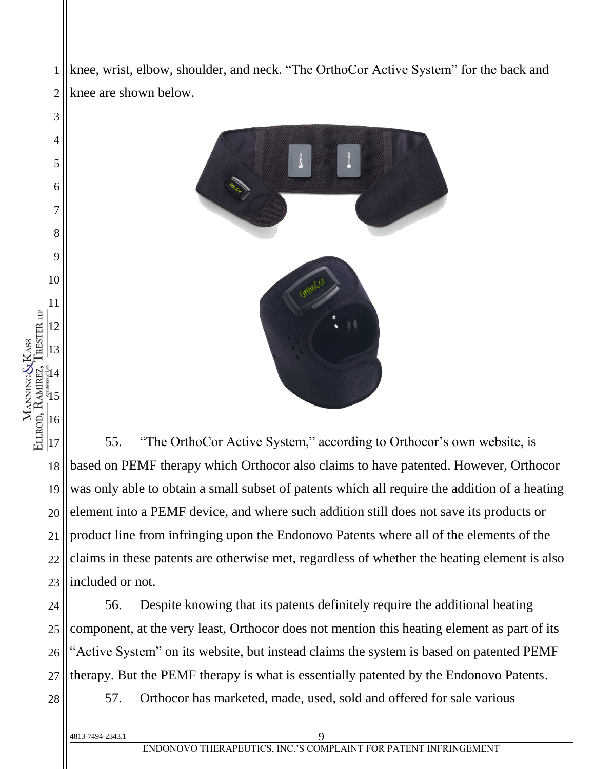knee, wrist, elbow, shoulder, and neck. "The OrthoCor Active System" for the back and knee are shown below.

55. "The OrthoCor Active System," according to Orthocor's own website, is based on PEMF therapy which Orthocor also claims to have patented. However, Orthocor was only able to obtain a small subset of patents which all require the addition of a heating element into a PEMF device, and where such addition still does not save its products or product line from infringing upon the Endonovo Patents where all of the elements of the claims in these patents are otherwise met, regardless of whether the heating element is also included or not.

56. Despite knowing that its patents definitely require the additional heating component, at the very least, Orthocor does not mention this heating element as part of its "Active System" on its website, but instead claims the system is based on patented PEMF therapy. But the PEMF therapy is what is essentially patented by the Endonovo Patents.

57. Orthocor has marketed, made, used, sold and offered for sale various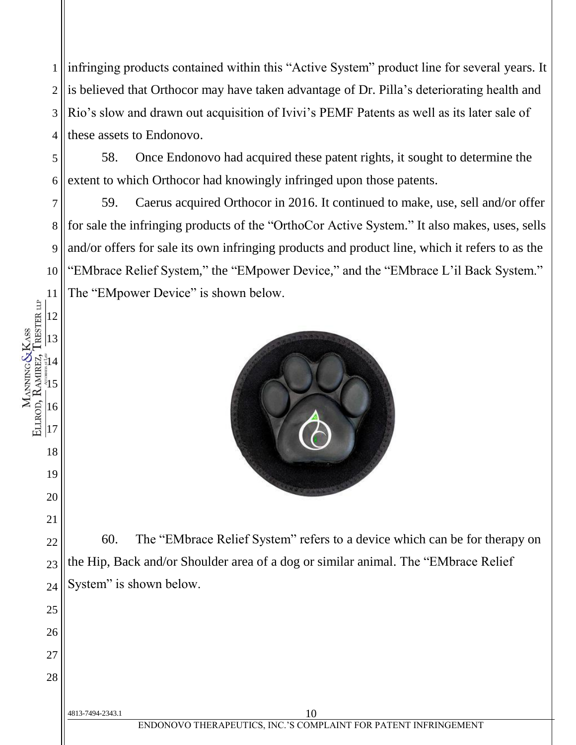infringing products contained within this "Active System" product line for several years. It is believed that Orthocor may have taken advantage of Dr. Pilla's deteriorating health and Rio's slow and drawn out acquisition of Ivivi's PEMF Patents as well as its later sale of these assets to Endonovo.

58. Once Endonovo had acquired these patent rights, it sought to determine the extent to which Orthocor had knowingly infringed upon those patents.

59. Caerus acquired Orthocor in 2016. It continued to make, use, sell and/or offer for sale the infringing products of the "OrthoCor Active System." It also makes, uses, sells and/or offers for sale its own infringing products and product line, which it refers to as the "EMbrace Relief System," the "EMpower Device," and the "EMbrace L'il Back System." The "EMpower Device" is shown below.

60. The "EMbrace Relief System" refers to a device which can be for therapy on the Hip, Back and/or Shoulder area of a dog or similar animal. The "EMbrace Relief System" is shown below.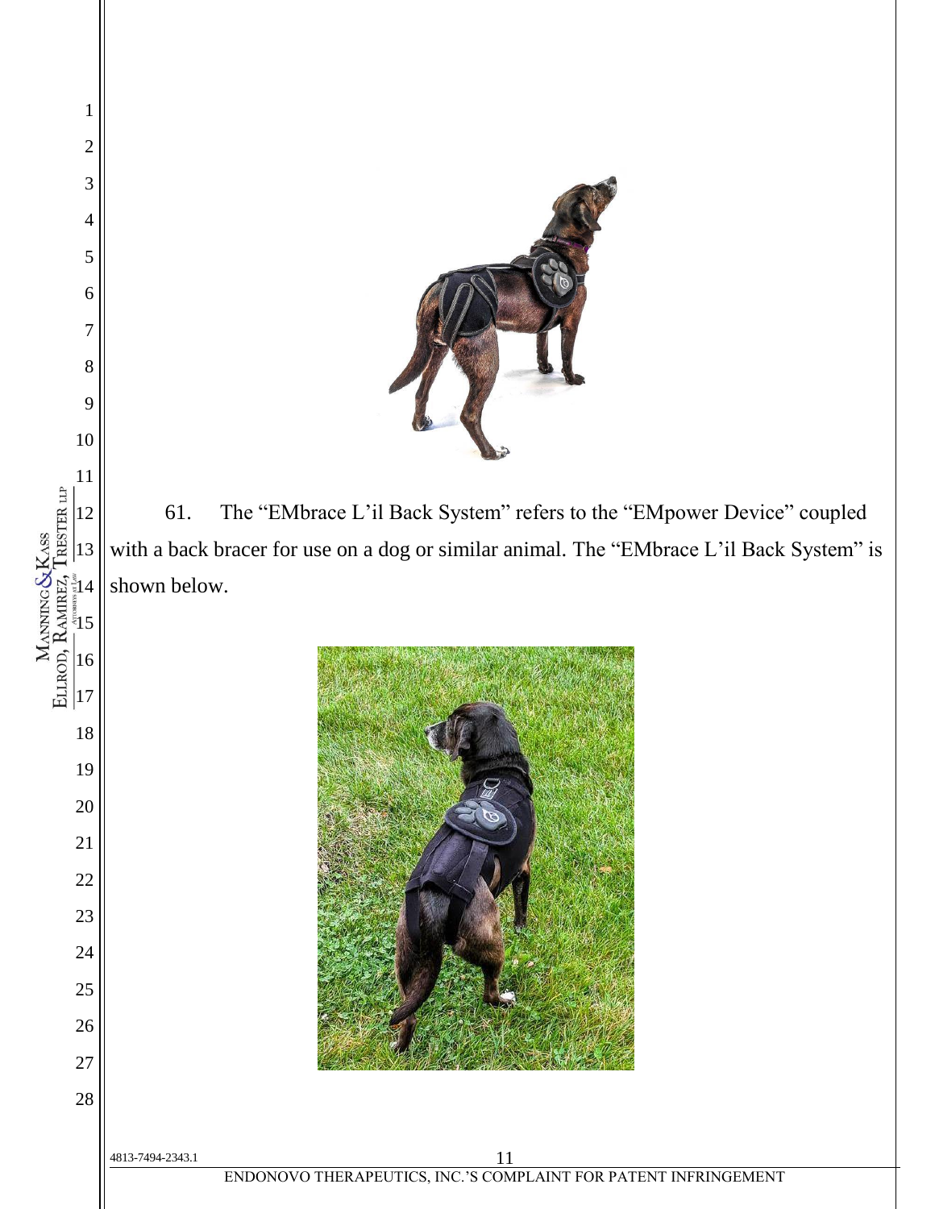61. The “EMbrace L’il Back System” refers to the “EMpower Device” coupled with a back bracer for use on a dog or similar animal. The “EMbrace L’il Back System” is shown below.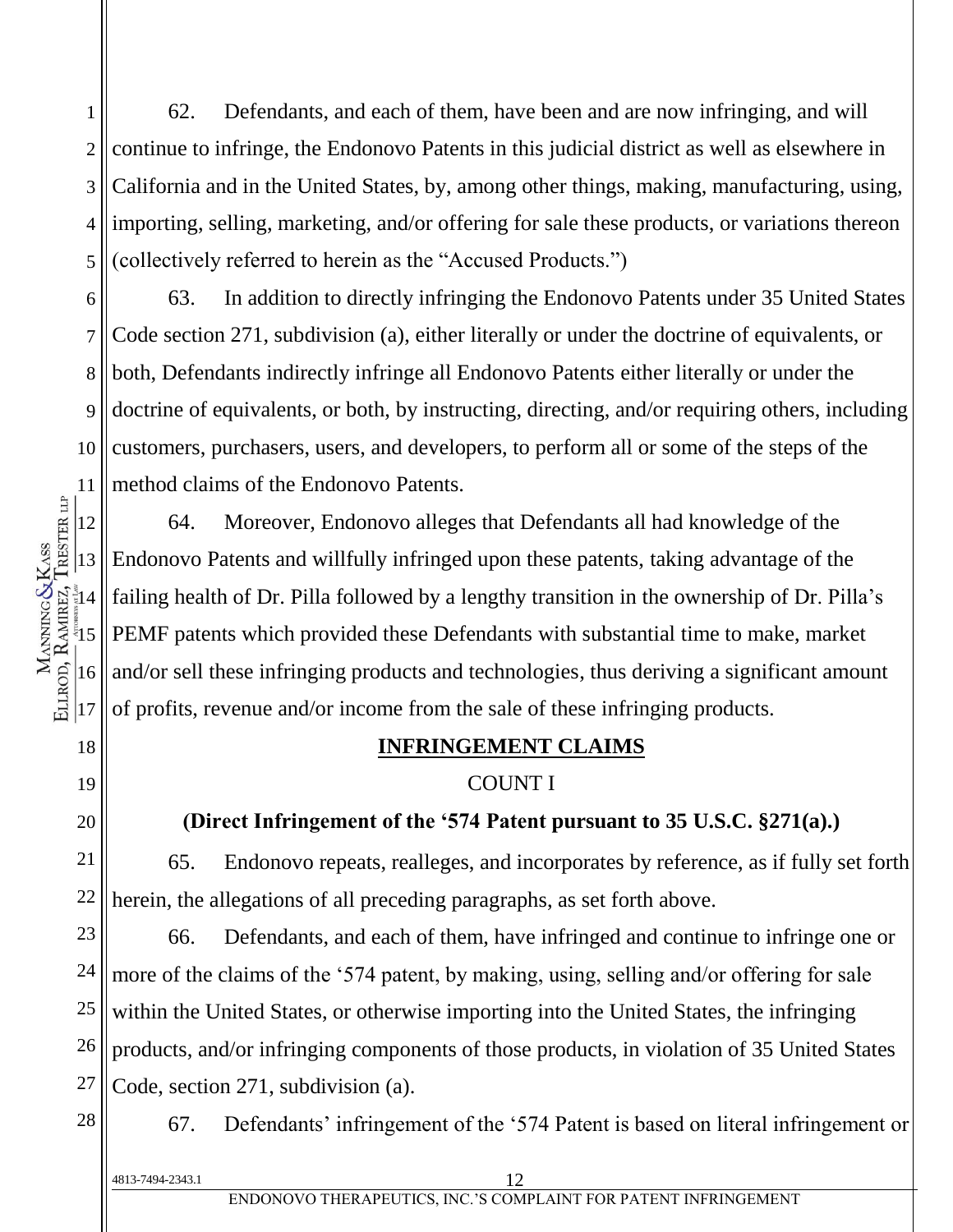62. Defendants, and each of them, have been and are now infringing, and will continue to infringe, the Endonovo Patents in this judicial district as well as elsewhere in California and in the United States, by, among other things, making, manufacturing, using, importing, selling, marketing, and/or offering for sale these products, or variations thereon (collectively referred to herein as the "Accused Products.")

63. In addition to directly infringing the Endonovo Patents under 35 United States Code section 271, subdivision (a), either literally or under the doctrine of equivalents, or both, Defendants indirectly infringe all Endonovo Patents either literally or under the doctrine of equivalents, or both, by instructing, directing, and/or requiring others, including customers, purchasers, users, and developers, to perform all or some of the steps of the method claims of the Endonovo Patents.

64. Moreover, Endonovo alleges that Defendants all had knowledge of the Endonovo Patents and willfully infringed upon these patents, taking advantage of the failing health of Dr. Pilla followed by a lengthy transition in the ownership of Dr. Pilla's PEMF patents which provided these Defendants with substantial time to make, market and/or sell these infringing products and technologies, thus deriving a significant amount of profits, revenue and/or income from the sale of these infringing products.

## INFRINGEMENT CLAIMS

### COUNT I

### (Direct Infringement of the '574 Patent pursuant to 35 U.S.C. §271(a).)

65. Endonovo repeats, realleges, and incorporates by reference, as if fully set forth herein, the allegations of all preceding paragraphs, as set forth above.

66. Defendants, and each of them, have infringed and continue to infringe one or more of the claims of the '574 patent, by making, using, selling and/or offering for sale within the United States, or otherwise importing into the United States, the infringing products, and/or infringing components of those products, in violation of 35 United States Code, section 271, subdivision (a).

67. Defendants' infringement of the '574 Patent is based on literal infringement or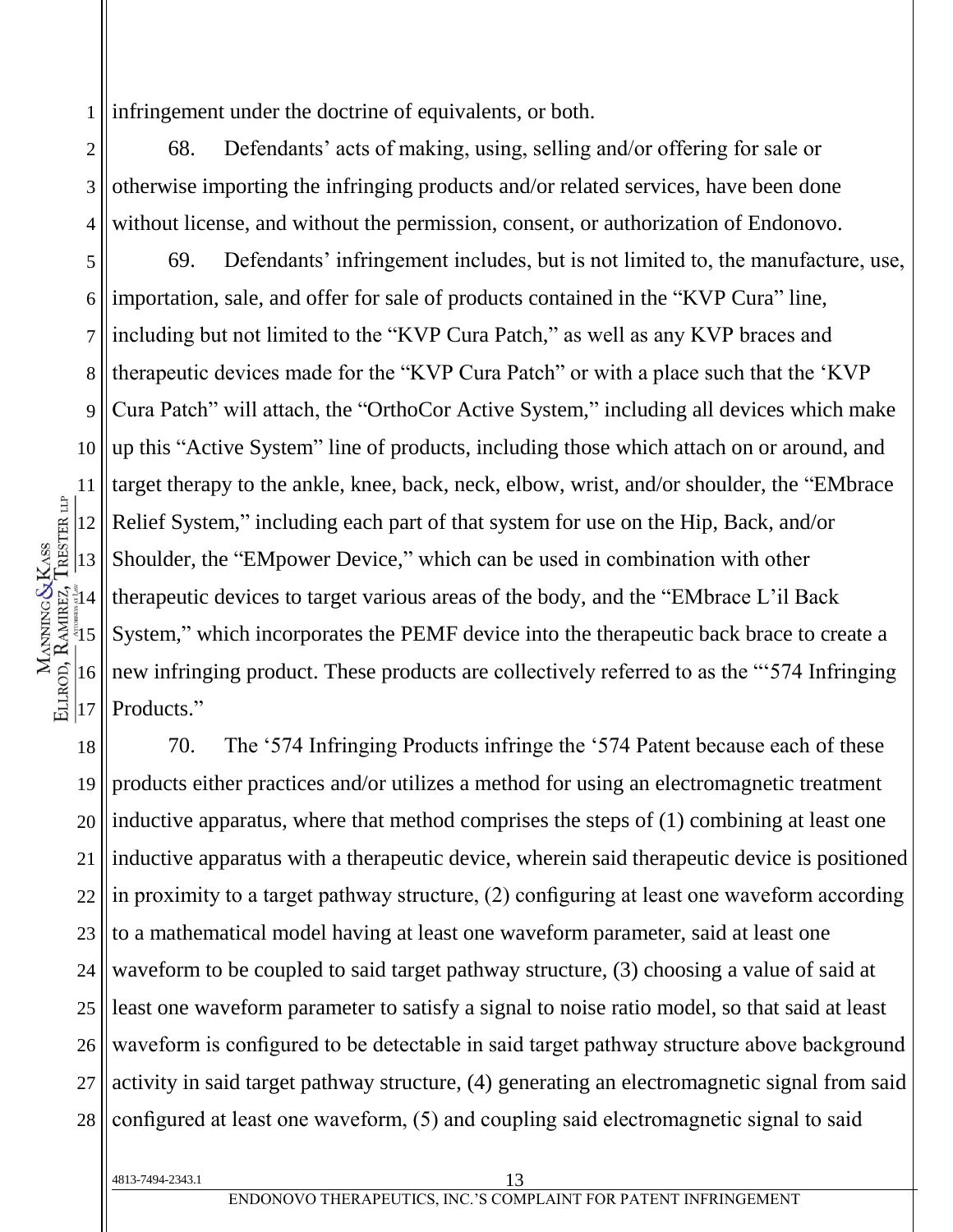infringement under the doctrine of equivalents, or both.

68. Defendants' acts of making, using, selling and/or offering for sale or otherwise importing the infringing products and/or related services, have been done without license, and without the permission, consent, or authorization of Endonovo.

69. Defendants' infringement includes, but is not limited to, the manufacture, use, importation, sale, and offer for sale of products contained in the "KVP Cura" line, including but not limited to the "KVP Cura Patch," as well as any KVP braces and therapeutic devices made for the "KVP Cura Patch" or with a place such that the 'KVP Cura Patch" will attach, the "OrthoCor Active System," including all devices which make up this "Active System" line of products, including those which attach on or around, and target therapy to the ankle, knee, back, neck, elbow, wrist, and/or shoulder, the "EMbrace Relief System," including each part of that system for use on the Hip, Back, and/or Shoulder, the "EMpower Device," which can be used in combination with other therapeutic devices to target various areas of the body, and the "EMbrace L'il Back System," which incorporates the PEMF device into the therapeutic back brace to create a new infringing product. These products are collectively referred to as the "'574 Infringing Products."

70. The '574 Infringing Products infringe the '574 Patent because each of these products either practices and/or utilizes a method for using an electromagnetic treatment inductive apparatus, where that method comprises the steps of (1) combining at least one inductive apparatus with a therapeutic device, wherein said therapeutic device is positioned in proximity to a target pathway structure, (2) configuring at least one waveform according to a mathematical model having at least one waveform parameter, said at least one waveform to be coupled to said target pathway structure, (3) choosing a value of said at least one waveform parameter to satisfy a signal to noise ratio model, so that said at least waveform is configured to be detectable in said target pathway structure above background activity in said target pathway structure, (4) generating an electromagnetic signal from said configured at least one waveform, (5) and coupling said electromagnetic signal to said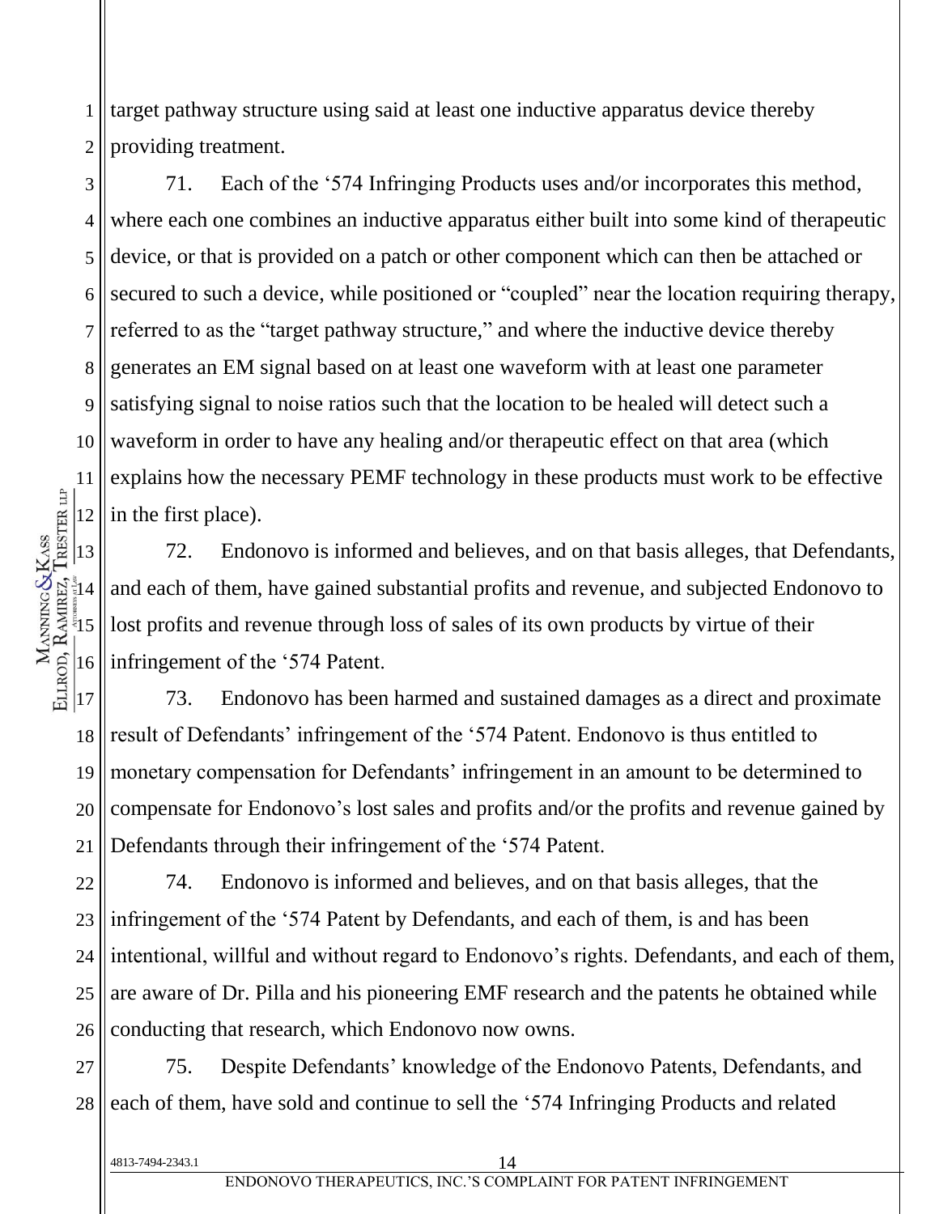target pathway structure using said at least one inductive apparatus device thereby providing treatment.

71. Each of the '574 Infringing Products uses and/or incorporates this method, where each one combines an inductive apparatus either built into some kind of therapeutic device, or that is provided on a patch or other component which can then be attached or secured to such a device, while positioned or "coupled" near the location requiring therapy, referred to as the "target pathway structure," and where the inductive device thereby generates an EM signal based on at least one waveform with at least one parameter satisfying signal to noise ratios such that the location to be healed will detect such a waveform in order to have any healing and/or therapeutic effect on that area (which explains how the necessary PEMF technology in these products must work to be effective in the first place).

72. Endonovo is informed and believes, and on that basis alleges, that Defendants, and each of them, have gained substantial profits and revenue, and subjected Endonovo to lost profits and revenue through loss of sales of its own products by virtue of their infringement of the '574 Patent.

73. Endonovo has been harmed and sustained damages as a direct and proximate result of Defendants' infringement of the '574 Patent. Endonovo is thus entitled to monetary compensation for Defendants' infringement in an amount to be determined to compensate for Endonovo's lost sales and profits and/or the profits and revenue gained by Defendants through their infringement of the '574 Patent.

74. Endonovo is informed and believes, and on that basis alleges, that the infringement of the '574 Patent by Defendants, and each of them, is and has been intentional, willful and without regard to Endonovo's rights. Defendants, and each of them, are aware of Dr. Pilla and his pioneering EMF research and the patents he obtained while conducting that research, which Endonovo now owns.

75. Despite Defendants' knowledge of the Endonovo Patents, Defendants, and each of them, have sold and continue to sell the '574 Infringing Products and related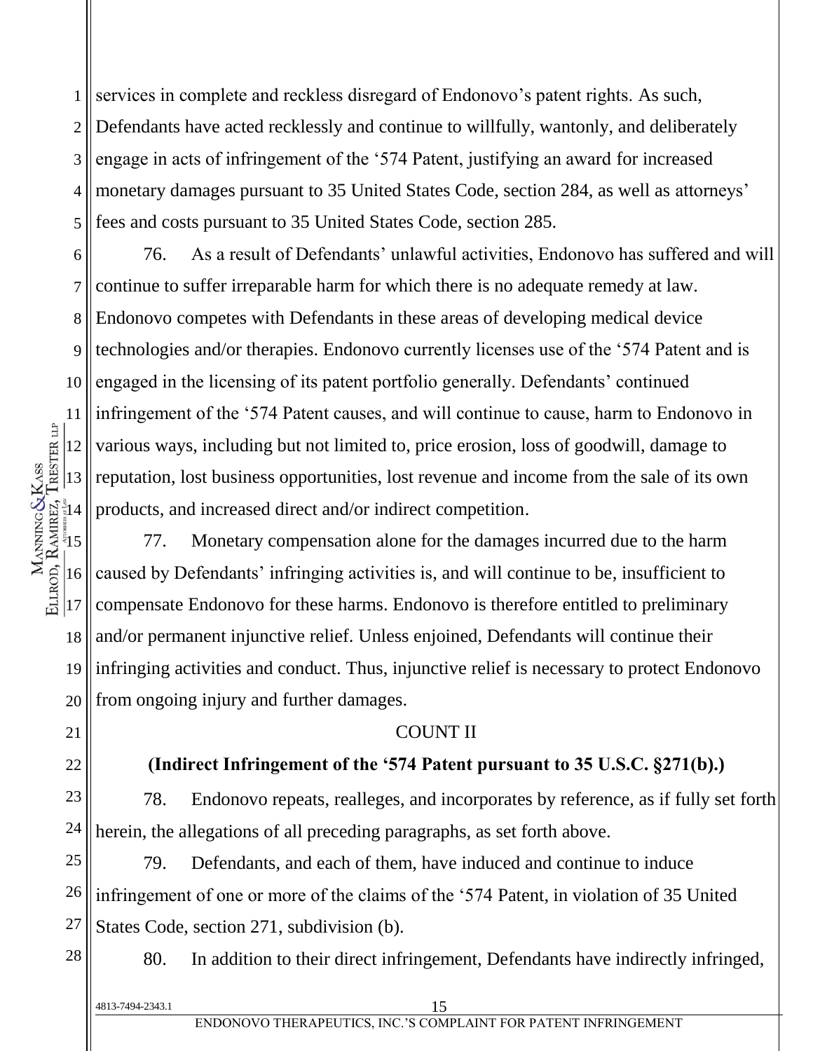services in complete and reckless disregard of Endonovo's patent rights. As such, Defendants have acted recklessly and continue to willfully, wantonly, and deliberately engage in acts of infringement of the '574 Patent, justifying an award for increased monetary damages pursuant to 35 United States Code, section 284, as well as attorneys' fees and costs pursuant to 35 United States Code, section 285.

76. As a result of Defendants' unlawful activities, Endonovo has suffered and will continue to suffer irreparable harm for which there is no adequate remedy at law. Endonovo competes with Defendants in these areas of developing medical device technologies and/or therapies. Endonovo currently licenses use of the '574 Patent and is engaged in the licensing of its patent portfolio generally. Defendants' continued infringement of the '574 Patent causes, and will continue to cause, harm to Endonovo in various ways, including but not limited to, price erosion, loss of goodwill, damage to reputation, lost business opportunities, lost revenue and income from the sale of its own products, and increased direct and/or indirect competition.

77. Monetary compensation alone for the damages incurred due to the harm caused by Defendants' infringing activities is, and will continue to be, insufficient to compensate Endonovo for these harms. Endonovo is therefore entitled to preliminary and/or permanent injunctive relief. Unless enjoined, Defendants will continue their infringing activities and conduct. Thus, injunctive relief is necessary to protect Endonovo from ongoing injury and further damages.

COUNT II

**(Indirect Infringement of the '574 Patent pursuant to 35 U.S.C. §271(b).)**

78. Endonovo repeats, realleges, and incorporates by reference, as if fully set forth herein, the allegations of all preceding paragraphs, as set forth above.

79. Defendants, and each of them, have induced and continue to induce infringement of one or more of the claims of the '574 Patent, in violation of 35 United States Code, section 271, subdivision (b).

80. In addition to their direct infringement, Defendants have indirectly infringed,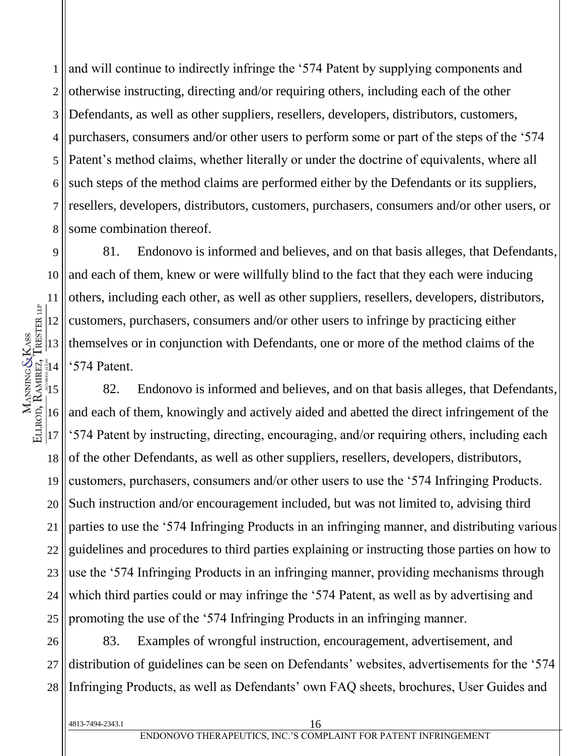and will continue to indirectly infringe the '574 Patent by supplying components and otherwise instructing, directing and/or requiring others, including each of the other Defendants, as well as other suppliers, resellers, developers, distributors, customers, purchasers, consumers and/or other users to perform some or part of the steps of the '574 Patent's method claims, whether literally or under the doctrine of equivalents, where all such steps of the method claims are performed either by the Defendants or its suppliers, resellers, developers, distributors, customers, purchasers, consumers and/or other users, or some combination thereof.

81. Endonovo is informed and believes, and on that basis alleges, that Defendants, and each of them, knew or were willfully blind to the fact that they each were inducing others, including each other, as well as other suppliers, resellers, developers, distributors, customers, purchasers, consumers and/or other users to infringe by practicing either themselves or in conjunction with Defendants, one or more of the method claims of the '574 Patent.

82. Endonovo is informed and believes, and on that basis alleges, that Defendants, and each of them, knowingly and actively aided and abetted the direct infringement of the '574 Patent by instructing, directing, encouraging, and/or requiring others, including each of the other Defendants, as well as other suppliers, resellers, developers, distributors, customers, purchasers, consumers and/or other users to use the '574 Infringing Products. Such instruction and/or encouragement included, but was not limited to, advising third parties to use the '574 Infringing Products in an infringing manner, and distributing various guidelines and procedures to third parties explaining or instructing those parties on how to use the '574 Infringing Products in an infringing manner, providing mechanisms through which third parties could or may infringe the '574 Patent, as well as by advertising and promoting the use of the '574 Infringing Products in an infringing manner.

83. Examples of wrongful instruction, encouragement, advertisement, and distribution of guidelines can be seen on Defendants' websites, advertisements for the '574 Infringing Products, as well as Defendants' own FAQ sheets, brochures, User Guides and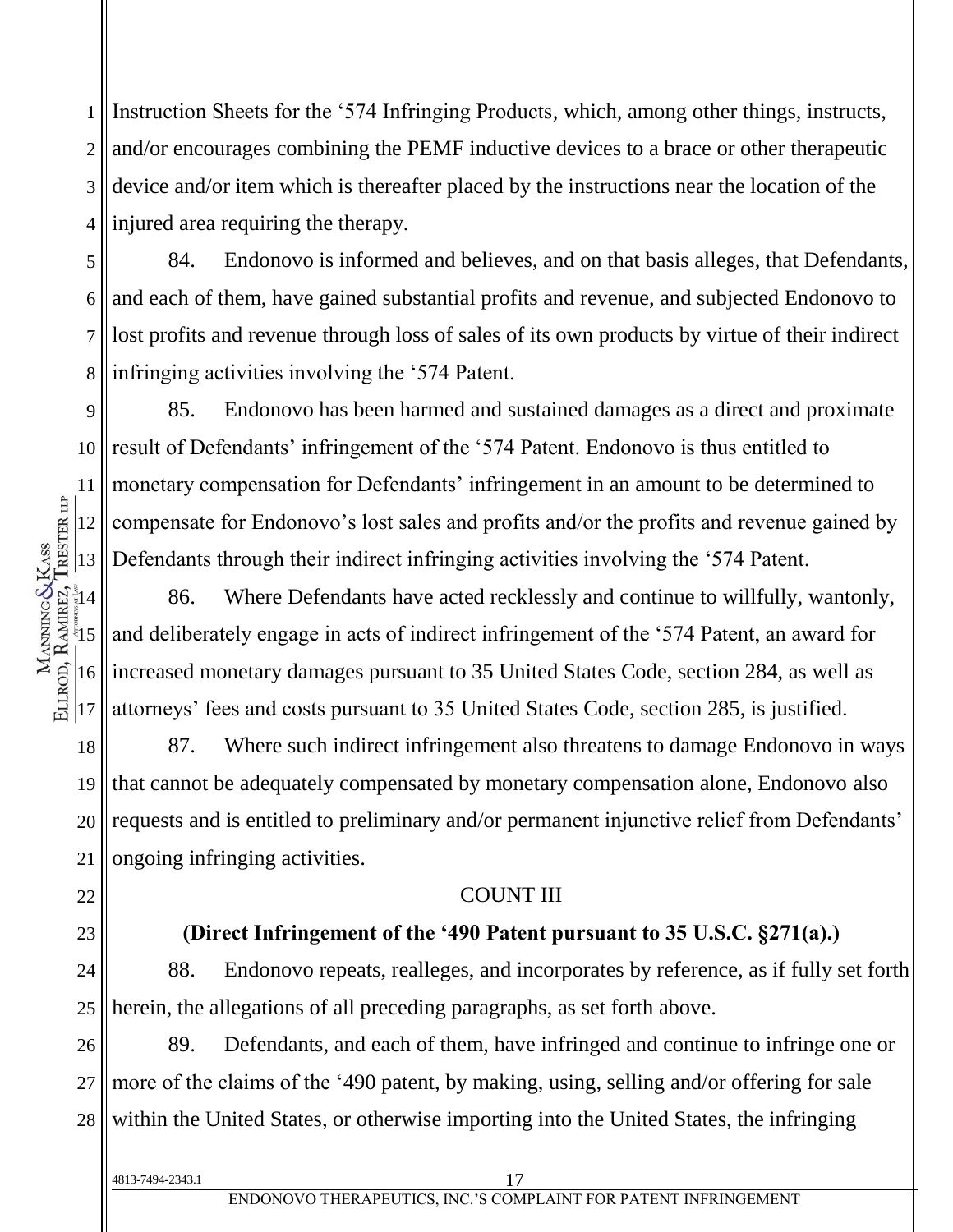Instruction Sheets for the '574 Infringing Products, which, among other things, instructs, and/or encourages combining the PEMF inductive devices to a brace or other therapeutic device and/or item which is thereafter placed by the instructions near the location of the injured area requiring the therapy.

84. Endonovo is informed and believes, and on that basis alleges, that Defendants, and each of them, have gained substantial profits and revenue, and subjected Endonovo to lost profits and revenue through loss of sales of its own products by virtue of their indirect infringing activities involving the '574 Patent.

85. Endonovo has been harmed and sustained damages as a direct and proximate result of Defendants' infringement of the '574 Patent. Endonovo is thus entitled to monetary compensation for Defendants' infringement in an amount to be determined to compensate for Endonovo's lost sales and profits and/or the profits and revenue gained by Defendants through their indirect infringing activities involving the '574 Patent.

86. Where Defendants have acted recklessly and continue to willfully, wantonly, and deliberately engage in acts of indirect infringement of the '574 Patent, an award for increased monetary damages pursuant to 35 United States Code, section 284, as well as attorneys' fees and costs pursuant to 35 United States Code, section 285, is justified.

87. Where such indirect infringement also threatens to damage Endonovo in ways that cannot be adequately compensated by monetary compensation alone, Endonovo also requests and is entitled to preliminary and/or permanent injunctive relief from Defendants' ongoing infringing activities.

## COUNT III

### (Direct Infringement of the '490 Patent pursuant to 35 U.S.C. §271(a).)

88. Endonovo repeats, realleges, and incorporates by reference, as if fully set forth herein, the allegations of all preceding paragraphs, as set forth above.

89. Defendants, and each of them, have infringed and continue to infringe one or more of the claims of the '490 patent, by making, using, selling and/or offering for sale within the United States, or otherwise importing into the United States, the infringing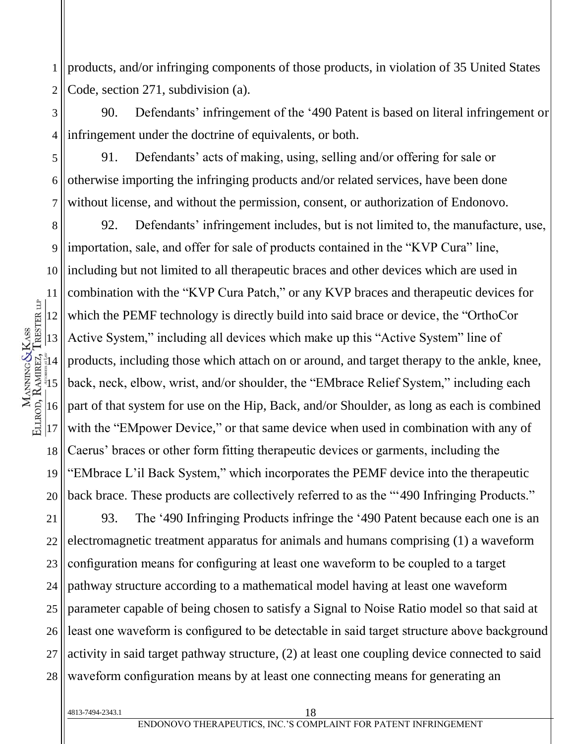products, and/or infringing components of those products, in violation of 35 United States Code, section 271, subdivision (a).

90. Defendants' infringement of the '490 Patent is based on literal infringement or infringement under the doctrine of equivalents, or both.

91. Defendants' acts of making, using, selling and/or offering for sale or otherwise importing the infringing products and/or related services, have been done without license, and without the permission, consent, or authorization of Endonovo.

92. Defendants' infringement includes, but is not limited to, the manufacture, use, importation, sale, and offer for sale of products contained in the "KVP Cura" line, including but not limited to all therapeutic braces and other devices which are used in combination with the "KVP Cura Patch," or any KVP braces and therapeutic devices for which the PEMF technology is directly build into said brace or device, the "OrthoCor Active System," including all devices which make up this "Active System" line of products, including those which attach on or around, and target therapy to the ankle, knee, back, neck, elbow, wrist, and/or shoulder, the "EMbrace Relief System," including each part of that system for use on the Hip, Back, and/or Shoulder, as long as each is combined with the "EMpower Device," or that same device when used in combination with any of Caerus' braces or other form fitting therapeutic devices or garments, including the "EMbrace L'il Back System," which incorporates the PEMF device into the therapeutic back brace. These products are collectively referred to as the "'490 Infringing Products."

93. The '490 Infringing Products infringe the '490 Patent because each one is an electromagnetic treatment apparatus for animals and humans comprising (1) a waveform configuration means for configuring at least one waveform to be coupled to a target pathway structure according to a mathematical model having at least one waveform parameter capable of being chosen to satisfy a Signal to Noise Ratio model so that said at least one waveform is configured to be detectable in said target structure above background activity in said target pathway structure, (2) at least one coupling device connected to said waveform configuration means by at least one connecting means for generating an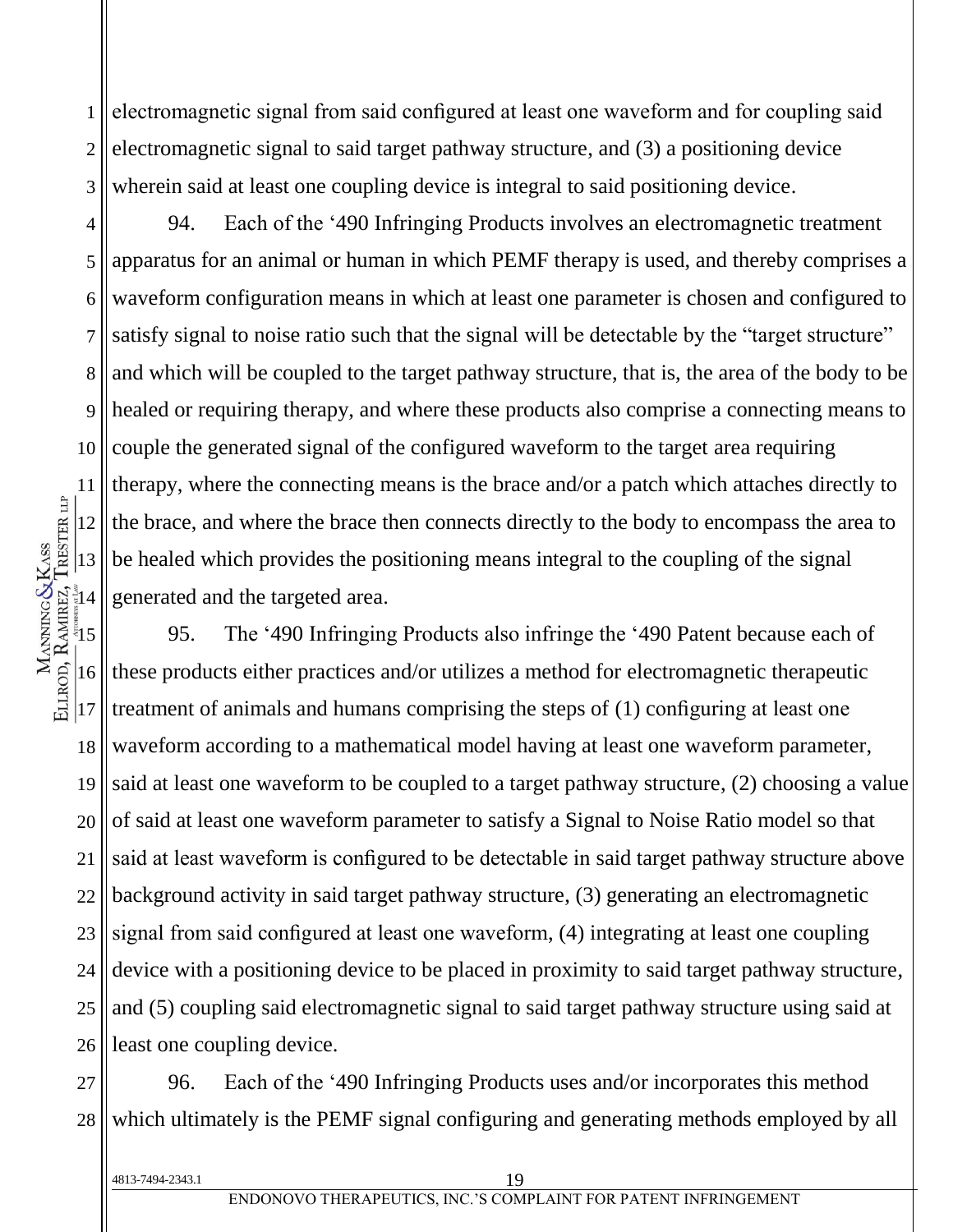electromagnetic signal from said configured at least one waveform and for coupling said electromagnetic signal to said target pathway structure, and (3) a positioning device wherein said at least one coupling device is integral to said positioning device.

94. Each of the '490 Infringing Products involves an electromagnetic treatment apparatus for an animal or human in which PEMF therapy is used, and thereby comprises a waveform configuration means in which at least one parameter is chosen and configured to satisfy signal to noise ratio such that the signal will be detectable by the "target structure" and which will be coupled to the target pathway structure, that is, the area of the body to be healed or requiring therapy, and where these products also comprise a connecting means to couple the generated signal of the configured waveform to the target area requiring therapy, where the connecting means is the brace and/or a patch which attaches directly to the brace, and where the brace then connects directly to the body to encompass the area to be healed which provides the positioning means integral to the coupling of the signal generated and the targeted area.

95. The '490 Infringing Products also infringe the '490 Patent because each of these products either practices and/or utilizes a method for electromagnetic therapeutic treatment of animals and humans comprising the steps of (1) configuring at least one waveform according to a mathematical model having at least one waveform parameter, said at least one waveform to be coupled to a target pathway structure, (2) choosing a value of said at least one waveform parameter to satisfy a Signal to Noise Ratio model so that said at least waveform is configured to be detectable in said target pathway structure above background activity in said target pathway structure, (3) generating an electromagnetic signal from said configured at least one waveform, (4) integrating at least one coupling device with a positioning device to be placed in proximity to said target pathway structure, and (5) coupling said electromagnetic signal to said target pathway structure using said at least one coupling device.

96. Each of the '490 Infringing Products uses and/or incorporates this method which ultimately is the PEMF signal configuring and generating methods employed by all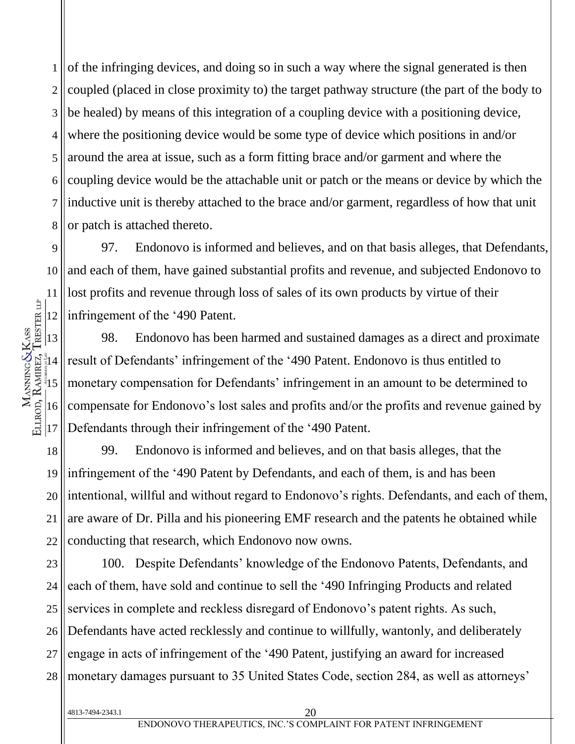of the infringing devices, and doing so in such a way where the signal generated is then coupled (placed in close proximity to) the target pathway structure (the part of the body to be healed) by means of this integration of a coupling device with a positioning device, where the positioning device would be some type of device which positions in and/or around the area at issue, such as a form fitting brace and/or garment and where the coupling device would be the attachable unit or patch or the means or device by which the inductive unit is thereby attached to the brace and/or garment, regardless of how that unit or patch is attached thereto.

97. Endonovo is informed and believes, and on that basis alleges, that Defendants, and each of them, have gained substantial profits and revenue, and subjected Endonovo to lost profits and revenue through loss of sales of its own products by virtue of their infringement of the '490 Patent.

98. Endonovo has been harmed and sustained damages as a direct and proximate result of Defendants' infringement of the '490 Patent. Endonovo is thus entitled to monetary compensation for Defendants' infringement in an amount to be determined to compensate for Endonovo's lost sales and profits and/or the profits and revenue gained by Defendants through their infringement of the '490 Patent.

99. Endonovo is informed and believes, and on that basis alleges, that the infringement of the '490 Patent by Defendants, and each of them, is and has been intentional, willful and without regard to Endonovo's rights. Defendants, and each of them, are aware of Dr. Pilla and his pioneering EMF research and the patents he obtained while conducting that research, which Endonovo now owns.

100. Despite Defendants' knowledge of the Endonovo Patents, Defendants, and each of them, have sold and continue to sell the '490 Infringing Products and related services in complete and reckless disregard of Endonovo's patent rights. As such, Defendants have acted recklessly and continue to willfully, wantonly, and deliberately engage in acts of infringement of the '490 Patent, justifying an award for increased monetary damages pursuant to 35 United States Code, section 284, as well as attorneys'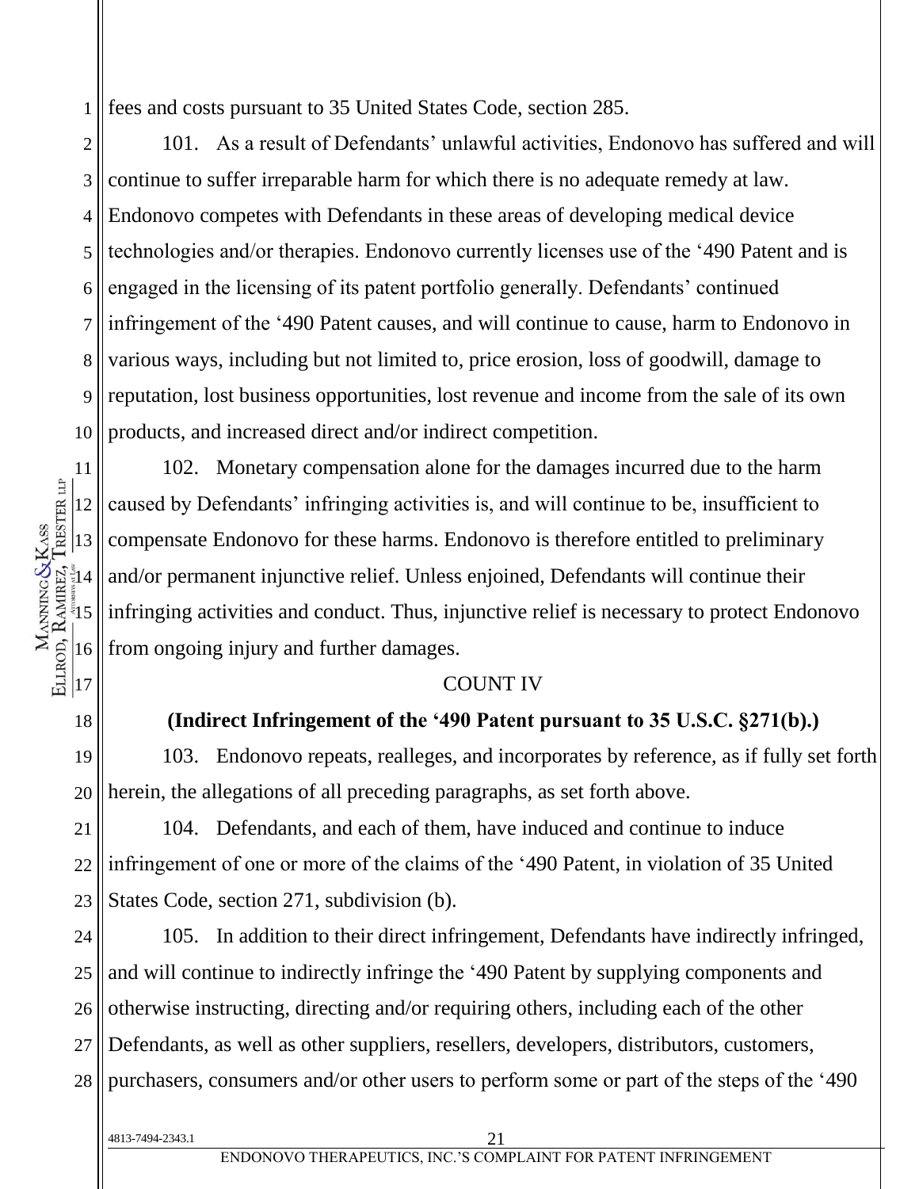fees and costs pursuant to 35 United States Code, section 285.

101. As a result of Defendants' unlawful activities, Endonovo has suffered and will continue to suffer irreparable harm for which there is no adequate remedy at law. Endonovo competes with Defendants in these areas of developing medical device technologies and/or therapies. Endonovo currently licenses use of the '490 Patent and is engaged in the licensing of its patent portfolio generally. Defendants' continued infringement of the '490 Patent causes, and will continue to cause, harm to Endonovo in various ways, including but not limited to, price erosion, loss of goodwill, damage to reputation, lost business opportunities, lost revenue and income from the sale of its own products, and increased direct and/or indirect competition.

102. Monetary compensation alone for the damages incurred due to the harm caused by Defendants' infringing activities is, and will continue to be, insufficient to compensate Endonovo for these harms. Endonovo is therefore entitled to preliminary and/or permanent injunctive relief. Unless enjoined, Defendants will continue their infringing activities and conduct. Thus, injunctive relief is necessary to protect Endonovo from ongoing injury and further damages.

COUNT IV

**(Indirect Infringement of the '490 Patent pursuant to 35 U.S.C. §271(b).)**

103. Endonovo repeats, realleges, and incorporates by reference, as if fully set forth herein, the allegations of all preceding paragraphs, as set forth above.

104. Defendants, and each of them, have induced and continue to induce infringement of one or more of the claims of the '490 Patent, in violation of 35 United States Code, section 271, subdivision (b).

105. In addition to their direct infringement, Defendants have indirectly infringed, and will continue to indirectly infringe the '490 Patent by supplying components and otherwise instructing, directing and/or requiring others, including each of the other Defendants, as well as other suppliers, resellers, developers, distributors, customers, purchasers, consumers and/or other users to perform some or part of the steps of the '490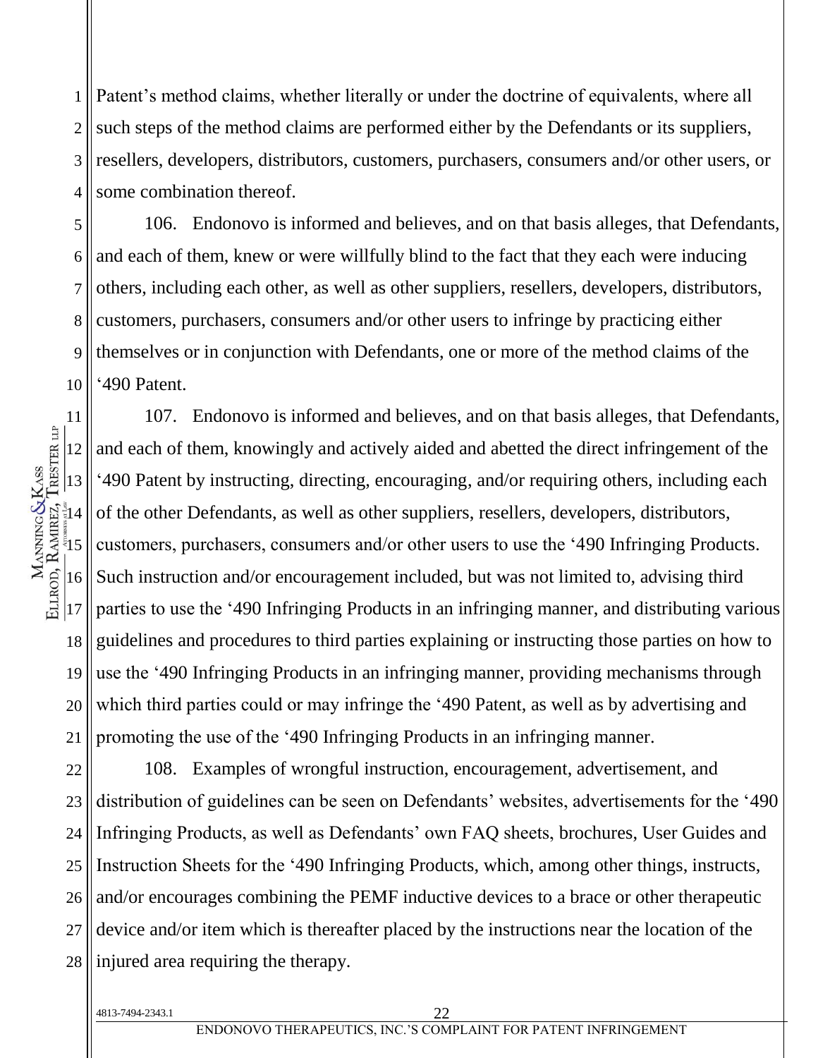Patent's method claims, whether literally or under the doctrine of equivalents, where all such steps of the method claims are performed either by the Defendants or its suppliers, resellers, developers, distributors, customers, purchasers, consumers and/or other users, or some combination thereof.

106. Endonovo is informed and believes, and on that basis alleges, that Defendants, and each of them, knew or were willfully blind to the fact that they each were inducing others, including each other, as well as other suppliers, resellers, developers, distributors, customers, purchasers, consumers and/or other users to infringe by practicing either themselves or in conjunction with Defendants, one or more of the method claims of the '490 Patent.

107. Endonovo is informed and believes, and on that basis alleges, that Defendants, and each of them, knowingly and actively aided and abetted the direct infringement of the '490 Patent by instructing, directing, encouraging, and/or requiring others, including each of the other Defendants, as well as other suppliers, resellers, developers, distributors, customers, purchasers, consumers and/or other users to use the '490 Infringing Products. Such instruction and/or encouragement included, but was not limited to, advising third parties to use the '490 Infringing Products in an infringing manner, and distributing various guidelines and procedures to third parties explaining or instructing those parties on how to use the '490 Infringing Products in an infringing manner, providing mechanisms through which third parties could or may infringe the '490 Patent, as well as by advertising and promoting the use of the '490 Infringing Products in an infringing manner.

108. Examples of wrongful instruction, encouragement, advertisement, and distribution of guidelines can be seen on Defendants' websites, advertisements for the '490 Infringing Products, as well as Defendants' own FAQ sheets, brochures, User Guides and Instruction Sheets for the '490 Infringing Products, which, among other things, instructs, and/or encourages combining the PEMF inductive devices to a brace or other therapeutic device and/or item which is thereafter placed by the instructions near the location of the injured area requiring the therapy.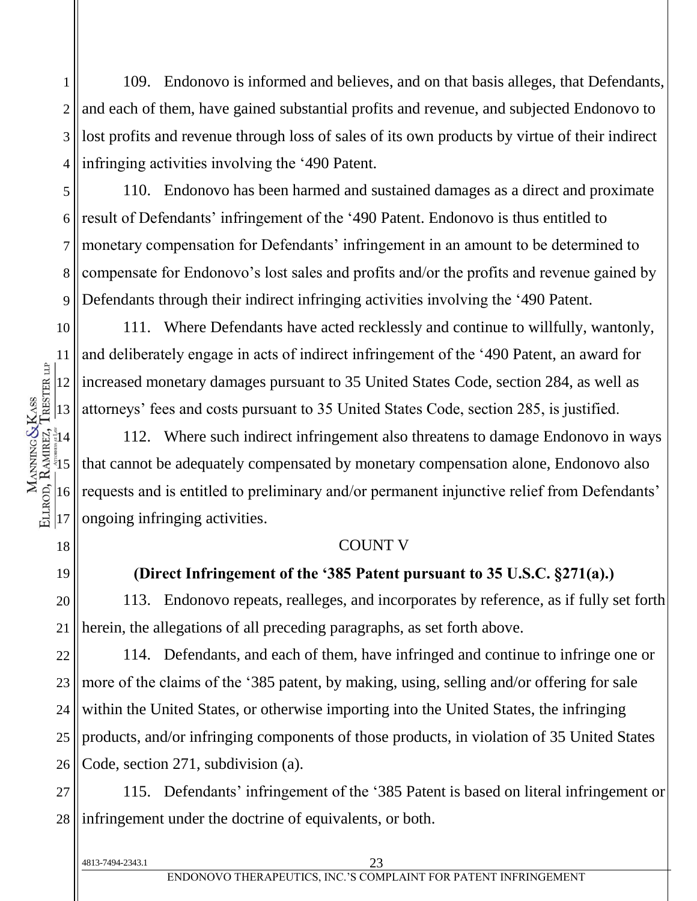109. Endonovo is informed and believes, and on that basis alleges, that Defendants, and each of them, have gained substantial profits and revenue, and subjected Endonovo to lost profits and revenue through loss of sales of its own products by virtue of their indirect infringing activities involving the '490 Patent.

110. Endonovo has been harmed and sustained damages as a direct and proximate result of Defendants' infringement of the '490 Patent. Endonovo is thus entitled to monetary compensation for Defendants' infringement in an amount to be determined to compensate for Endonovo's lost sales and profits and/or the profits and revenue gained by Defendants through their indirect infringing activities involving the '490 Patent.

111. Where Defendants have acted recklessly and continue to willfully, wantonly, and deliberately engage in acts of indirect infringement of the '490 Patent, an award for increased monetary damages pursuant to 35 United States Code, section 284, as well as attorneys' fees and costs pursuant to 35 United States Code, section 285, is justified.

112. Where such indirect infringement also threatens to damage Endonovo in ways that cannot be adequately compensated by monetary compensation alone, Endonovo also requests and is entitled to preliminary and/or permanent injunctive relief from Defendants' ongoing infringing activities.

## COUNT V

**(Direct Infringement of the '385 Patent pursuant to 35 U.S.C. §271(a).)**

113. Endonovo repeats, realleges, and incorporates by reference, as if fully set forth herein, the allegations of all preceding paragraphs, as set forth above.

114. Defendants, and each of them, have infringed and continue to infringe one or more of the claims of the '385 patent, by making, using, selling and/or offering for sale within the United States, or otherwise importing into the United States, the infringing products, and/or infringing components of those products, in violation of 35 United States Code, section 271, subdivision (a).

115. Defendants' infringement of the '385 Patent is based on literal infringement or infringement under the doctrine of equivalents, or both.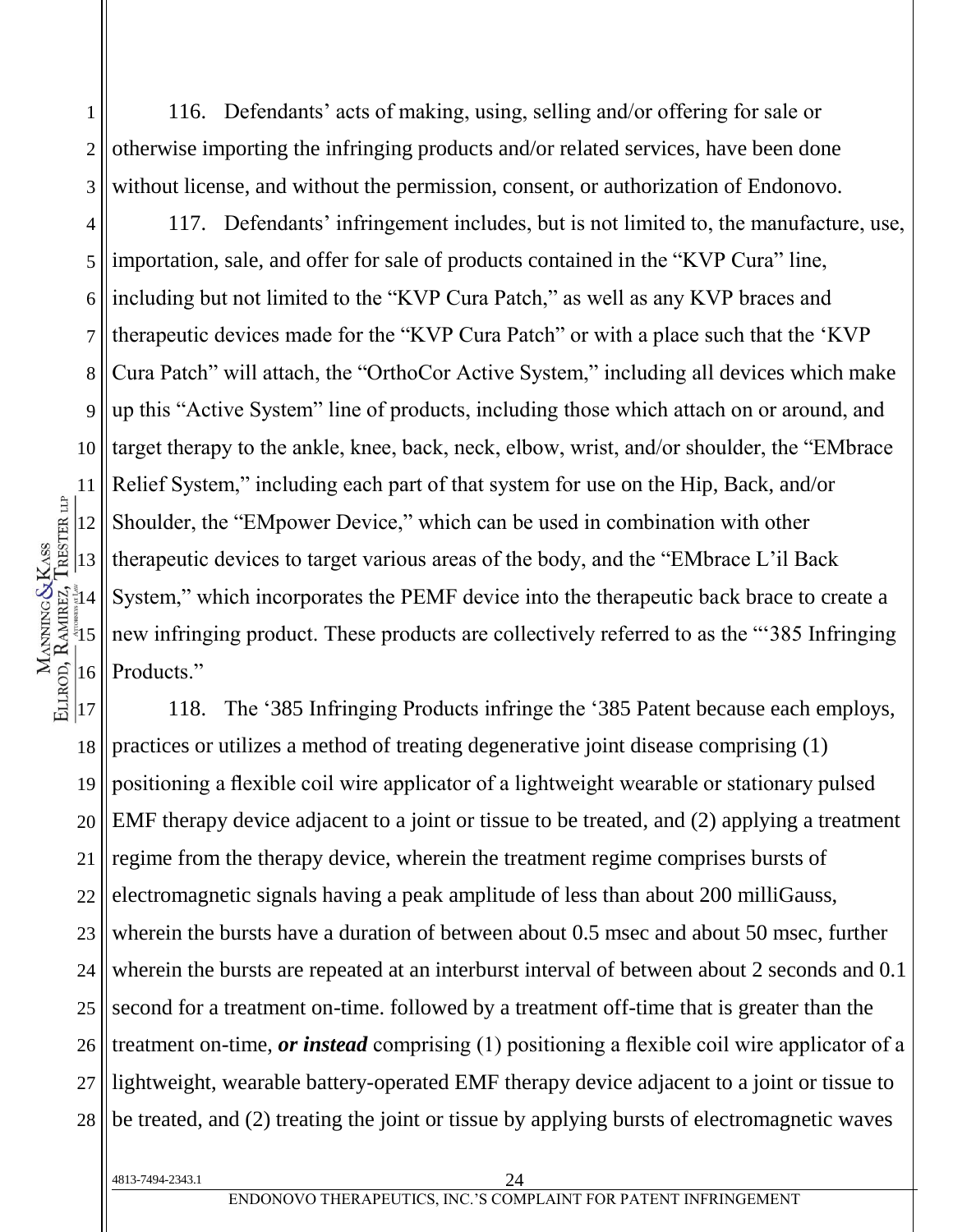116. Defendants' acts of making, using, selling and/or offering for sale or otherwise importing the infringing products and/or related services, have been done without license, and without the permission, consent, or authorization of Endonovo.

117. Defendants' infringement includes, but is not limited to, the manufacture, use, importation, sale, and offer for sale of products contained in the "KVP Cura" line, including but not limited to the "KVP Cura Patch," as well as any KVP braces and therapeutic devices made for the "KVP Cura Patch" or with a place such that the 'KVP Cura Patch" will attach, the "OrthoCor Active System," including all devices which make up this "Active System" line of products, including those which attach on or around, and target therapy to the ankle, knee, back, neck, elbow, wrist, and/or shoulder, the "EMbrace Relief System," including each part of that system for use on the Hip, Back, and/or Shoulder, the "EMpower Device," which can be used in combination with other therapeutic devices to target various areas of the body, and the "EMbrace L'il Back System," which incorporates the PEMF device into the therapeutic back brace to create a new infringing product. These products are collectively referred to as the "'385 Infringing Products."

118. The '385 Infringing Products infringe the '385 Patent because each employs, practices or utilizes a method of treating degenerative joint disease comprising (1) positioning a flexible coil wire applicator of a lightweight wearable or stationary pulsed EMF therapy device adjacent to a joint or tissue to be treated, and (2) applying a treatment regime from the therapy device, wherein the treatment regime comprises bursts of electromagnetic signals having a peak amplitude of less than about 200 milliGauss, wherein the bursts have a duration of between about 0.5 msec and about 50 msec, further wherein the bursts are repeated at an interburst interval of between about 2 seconds and 0.1 second for a treatment on-time. followed by a treatment off-time that is greater than the treatment on-time, ***or instead*** comprising (1) positioning a flexible coil wire applicator of a lightweight, wearable battery-operated EMF therapy device adjacent to a joint or tissue to be treated, and (2) treating the joint or tissue by applying bursts of electromagnetic waves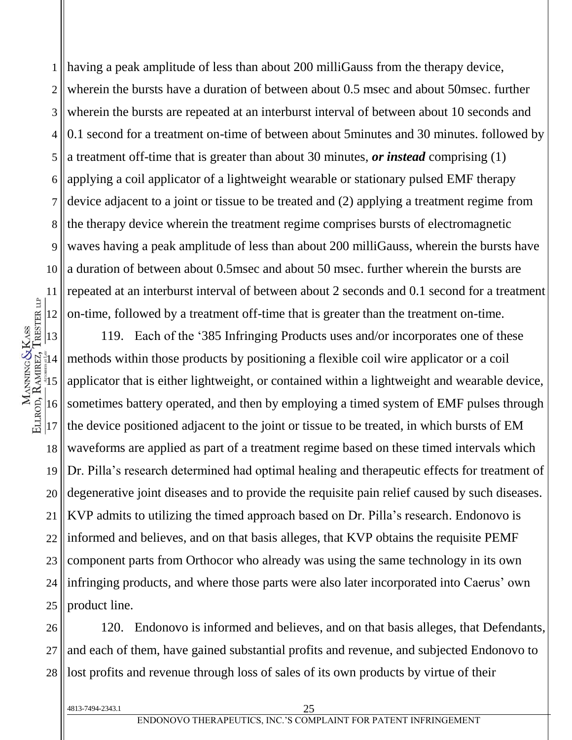having a peak amplitude of less than about 200 milliGauss from the therapy device, wherein the bursts have a duration of between about 0.5 msec and about 50msec. further wherein the bursts are repeated at an interburst interval of between about 10 seconds and 0.1 second for a treatment on-time of between about 5minutes and 30 minutes. followed by a treatment off-time that is greater than about 30 minutes, ***or instead*** comprising (1) applying a coil applicator of a lightweight wearable or stationary pulsed EMF therapy device adjacent to a joint or tissue to be treated and (2) applying a treatment regime from the therapy device wherein the treatment regime comprises bursts of electromagnetic waves having a peak amplitude of less than about 200 milliGauss, wherein the bursts have a duration of between about 0.5msec and about 50 msec. further wherein the bursts are repeated at an interburst interval of between about 2 seconds and 0.1 second for a treatment on-time, followed by a treatment off-time that is greater than the treatment on-time.

119. Each of the '385 Infringing Products uses and/or incorporates one of these methods within those products by positioning a flexible coil wire applicator or a coil applicator that is either lightweight, or contained within a lightweight and wearable device, sometimes battery operated, and then by employing a timed system of EMF pulses through the device positioned adjacent to the joint or tissue to be treated, in which bursts of EM waveforms are applied as part of a treatment regime based on these timed intervals which Dr. Pilla's research determined had optimal healing and therapeutic effects for treatment of degenerative joint diseases and to provide the requisite pain relief caused by such diseases. KVP admits to utilizing the timed approach based on Dr. Pilla's research. Endonovo is informed and believes, and on that basis alleges, that KVP obtains the requisite PEMF component parts from Orthocor who already was using the same technology in its own infringing products, and where those parts were also later incorporated into Caerus' own product line.

120. Endonovo is informed and believes, and on that basis alleges, that Defendants, and each of them, have gained substantial profits and revenue, and subjected Endonovo to lost profits and revenue through loss of sales of its own products by virtue of their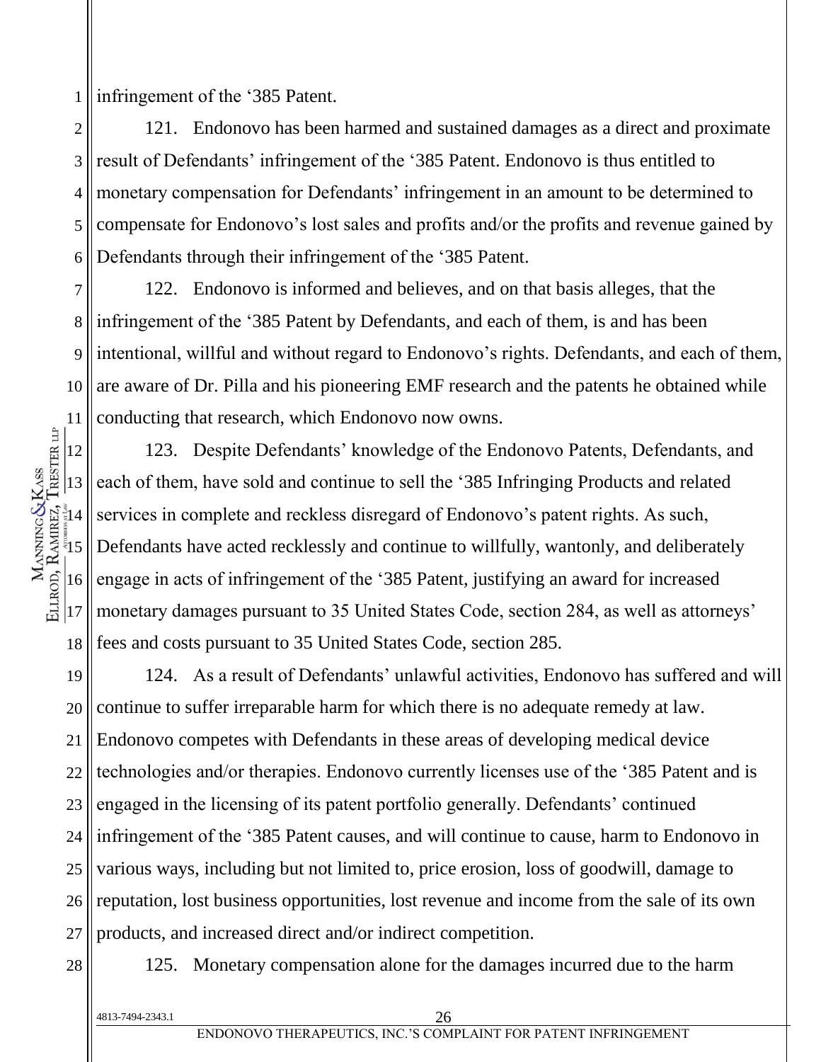infringement of the '385 Patent.

121. Endonovo has been harmed and sustained damages as a direct and proximate result of Defendants' infringement of the '385 Patent. Endonovo is thus entitled to monetary compensation for Defendants' infringement in an amount to be determined to compensate for Endonovo's lost sales and profits and/or the profits and revenue gained by Defendants through their infringement of the '385 Patent.

122. Endonovo is informed and believes, and on that basis alleges, that the infringement of the '385 Patent by Defendants, and each of them, is and has been intentional, willful and without regard to Endonovo's rights. Defendants, and each of them, are aware of Dr. Pilla and his pioneering EMF research and the patents he obtained while conducting that research, which Endonovo now owns.

123. Despite Defendants' knowledge of the Endonovo Patents, Defendants, and each of them, have sold and continue to sell the '385 Infringing Products and related services in complete and reckless disregard of Endonovo's patent rights. As such, Defendants have acted recklessly and continue to willfully, wantonly, and deliberately engage in acts of infringement of the '385 Patent, justifying an award for increased monetary damages pursuant to 35 United States Code, section 284, as well as attorneys' fees and costs pursuant to 35 United States Code, section 285.

124. As a result of Defendants' unlawful activities, Endonovo has suffered and will continue to suffer irreparable harm for which there is no adequate remedy at law. Endonovo competes with Defendants in these areas of developing medical device technologies and/or therapies. Endonovo currently licenses use of the '385 Patent and is engaged in the licensing of its patent portfolio generally. Defendants' continued infringement of the '385 Patent causes, and will continue to cause, harm to Endonovo in various ways, including but not limited to, price erosion, loss of goodwill, damage to reputation, lost business opportunities, lost revenue and income from the sale of its own products, and increased direct and/or indirect competition.

125. Monetary compensation alone for the damages incurred due to the harm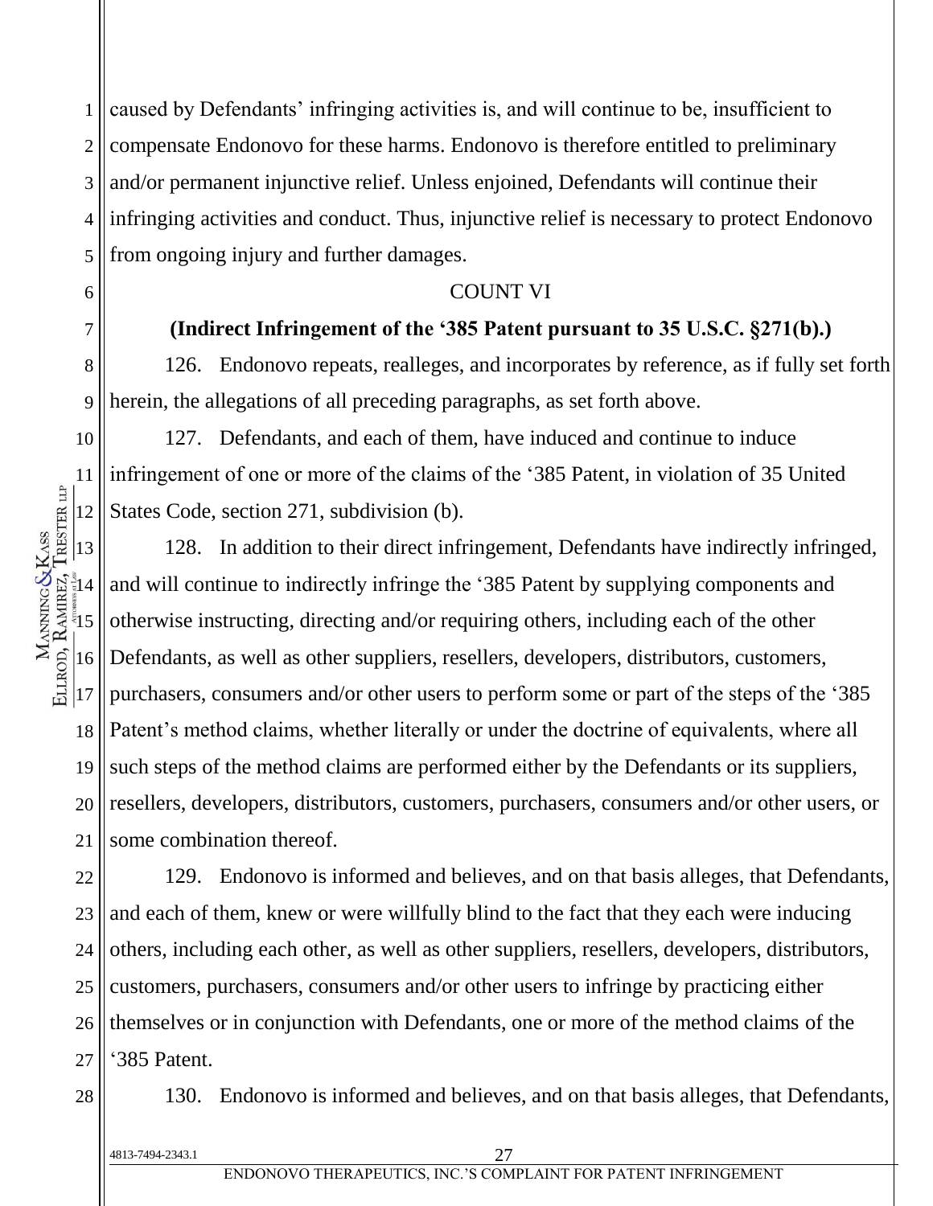caused by Defendants' infringing activities is, and will continue to be, insufficient to compensate Endonovo for these harms. Endonovo is therefore entitled to preliminary and/or permanent injunctive relief. Unless enjoined, Defendants will continue their infringing activities and conduct. Thus, injunctive relief is necessary to protect Endonovo from ongoing injury and further damages.

COUNT VI

**(Indirect Infringement of the '385 Patent pursuant to 35 U.S.C. §271(b).)**

126. Endonovo repeats, realleges, and incorporates by reference, as if fully set forth herein, the allegations of all preceding paragraphs, as set forth above.

127. Defendants, and each of them, have induced and continue to induce infringement of one or more of the claims of the '385 Patent, in violation of 35 United States Code, section 271, subdivision (b).

128. In addition to their direct infringement, Defendants have indirectly infringed, and will continue to indirectly infringe the '385 Patent by supplying components and otherwise instructing, directing and/or requiring others, including each of the other Defendants, as well as other suppliers, resellers, developers, distributors, customers, purchasers, consumers and/or other users to perform some or part of the steps of the '385 Patent's method claims, whether literally or under the doctrine of equivalents, where all such steps of the method claims are performed either by the Defendants or its suppliers, resellers, developers, distributors, customers, purchasers, consumers and/or other users, or some combination thereof.

129. Endonovo is informed and believes, and on that basis alleges, that Defendants, and each of them, knew or were willfully blind to the fact that they each were inducing others, including each other, as well as other suppliers, resellers, developers, distributors, customers, purchasers, consumers and/or other users to infringe by practicing either themselves or in conjunction with Defendants, one or more of the method claims of the '385 Patent.

130. Endonovo is informed and believes, and on that basis alleges, that Defendants,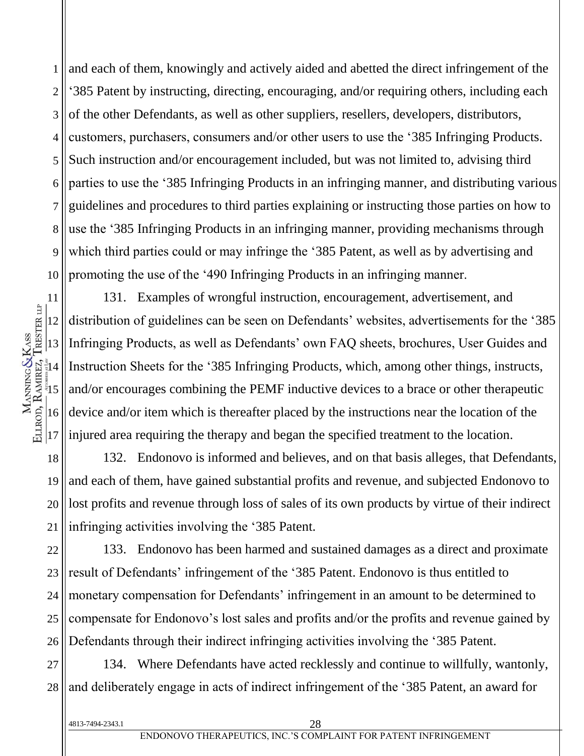and each of them, knowingly and actively aided and abetted the direct infringement of the '385 Patent by instructing, directing, encouraging, and/or requiring others, including each of the other Defendants, as well as other suppliers, resellers, developers, distributors, customers, purchasers, consumers and/or other users to use the '385 Infringing Products. Such instruction and/or encouragement included, but was not limited to, advising third parties to use the '385 Infringing Products in an infringing manner, and distributing various guidelines and procedures to third parties explaining or instructing those parties on how to use the '385 Infringing Products in an infringing manner, providing mechanisms through which third parties could or may infringe the '385 Patent, as well as by advertising and promoting the use of the '490 Infringing Products in an infringing manner.

131. Examples of wrongful instruction, encouragement, advertisement, and distribution of guidelines can be seen on Defendants' websites, advertisements for the '385 Infringing Products, as well as Defendants' own FAQ sheets, brochures, User Guides and Instruction Sheets for the '385 Infringing Products, which, among other things, instructs, and/or encourages combining the PEMF inductive devices to a brace or other therapeutic device and/or item which is thereafter placed by the instructions near the location of the injured area requiring the therapy and began the specified treatment to the location.

132. Endonovo is informed and believes, and on that basis alleges, that Defendants, and each of them, have gained substantial profits and revenue, and subjected Endonovo to lost profits and revenue through loss of sales of its own products by virtue of their indirect infringing activities involving the '385 Patent.

133. Endonovo has been harmed and sustained damages as a direct and proximate result of Defendants' infringement of the '385 Patent. Endonovo is thus entitled to monetary compensation for Defendants' infringement in an amount to be determined to compensate for Endonovo's lost sales and profits and/or the profits and revenue gained by Defendants through their indirect infringing activities involving the '385 Patent.

134. Where Defendants have acted recklessly and continue to willfully, wantonly, and deliberately engage in acts of indirect infringement of the '385 Patent, an award for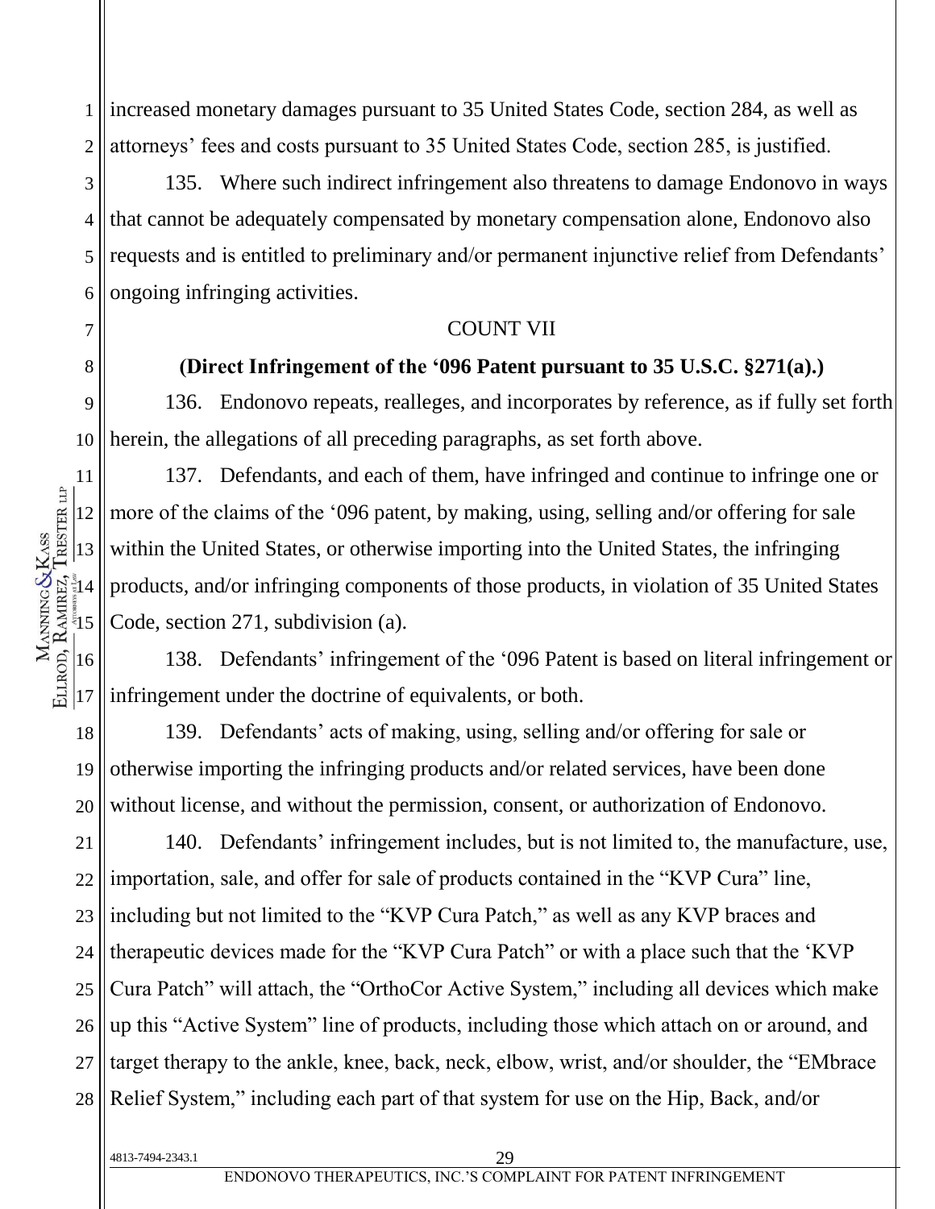increased monetary damages pursuant to 35 United States Code, section 284, as well as attorneys' fees and costs pursuant to 35 United States Code, section 285, is justified.

135. Where such indirect infringement also threatens to damage Endonovo in ways that cannot be adequately compensated by monetary compensation alone, Endonovo also requests and is entitled to preliminary and/or permanent injunctive relief from Defendants' ongoing infringing activities.

COUNT VII

**(Direct Infringement of the '096 Patent pursuant to 35 U.S.C. §271(a).)**

136. Endonovo repeats, realleges, and incorporates by reference, as if fully set forth herein, the allegations of all preceding paragraphs, as set forth above.

137. Defendants, and each of them, have infringed and continue to infringe one or more of the claims of the '096 patent, by making, using, selling and/or offering for sale within the United States, or otherwise importing into the United States, the infringing products, and/or infringing components of those products, in violation of 35 United States Code, section 271, subdivision (a).

138. Defendants' infringement of the '096 Patent is based on literal infringement or infringement under the doctrine of equivalents, or both.

139. Defendants' acts of making, using, selling and/or offering for sale or otherwise importing the infringing products and/or related services, have been done without license, and without the permission, consent, or authorization of Endonovo.

140. Defendants' infringement includes, but is not limited to, the manufacture, use, importation, sale, and offer for sale of products contained in the "KVP Cura" line, including but not limited to the "KVP Cura Patch," as well as any KVP braces and therapeutic devices made for the "KVP Cura Patch" or with a place such that the 'KVP Cura Patch" will attach, the "OrthoCor Active System," including all devices which make up this "Active System" line of products, including those which attach on or around, and target therapy to the ankle, knee, back, neck, elbow, wrist, and/or shoulder, the "EMbrace Relief System," including each part of that system for use on the Hip, Back, and/or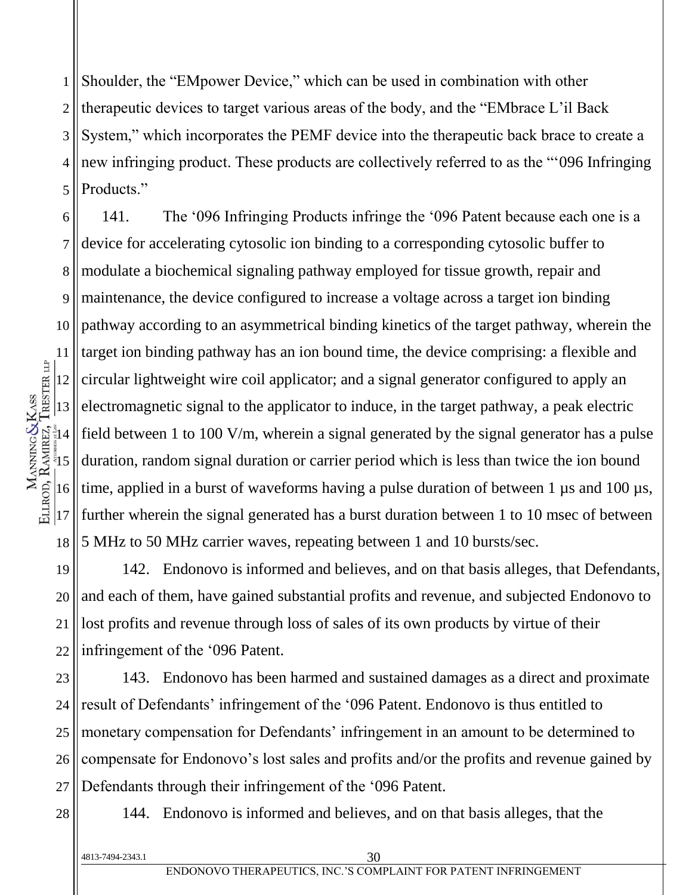Shoulder, the "EMpower Device," which can be used in combination with other therapeutic devices to target various areas of the body, and the "EMbrace L'il Back System," which incorporates the PEMF device into the therapeutic back brace to create a new infringing product. These products are collectively referred to as the "'096 Infringing Products."

141. The '096 Infringing Products infringe the '096 Patent because each one is a device for accelerating cytosolic ion binding to a corresponding cytosolic buffer to modulate a biochemical signaling pathway employed for tissue growth, repair and maintenance, the device configured to increase a voltage across a target ion binding pathway according to an asymmetrical binding kinetics of the target pathway, wherein the target ion binding pathway has an ion bound time, the device comprising: a flexible and circular lightweight wire coil applicator; and a signal generator configured to apply an electromagnetic signal to the applicator to induce, in the target pathway, a peak electric field between 1 to 100 V/m, wherein a signal generated by the signal generator has a pulse duration, random signal duration or carrier period which is less than twice the ion bound time, applied in a burst of waveforms having a pulse duration of between 1 μs and 100 μs, further wherein the signal generated has a burst duration between 1 to 10 msec of between 5 MHz to 50 MHz carrier waves, repeating between 1 and 10 bursts/sec.

142. Endonovo is informed and believes, and on that basis alleges, that Defendants, and each of them, have gained substantial profits and revenue, and subjected Endonovo to lost profits and revenue through loss of sales of its own products by virtue of their infringement of the '096 Patent.

143. Endonovo has been harmed and sustained damages as a direct and proximate result of Defendants' infringement of the '096 Patent. Endonovo is thus entitled to monetary compensation for Defendants' infringement in an amount to be determined to compensate for Endonovo's lost sales and profits and/or the profits and revenue gained by Defendants through their infringement of the '096 Patent.

144. Endonovo is informed and believes, and on that basis alleges, that the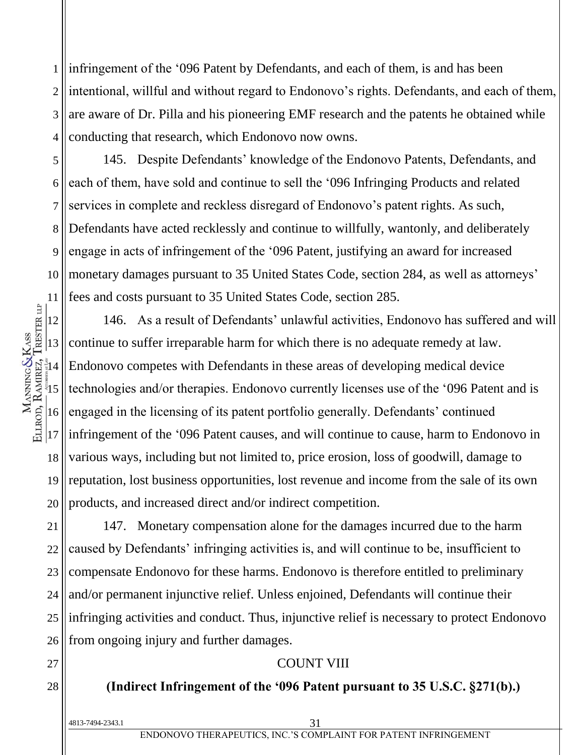infringement of the '096 Patent by Defendants, and each of them, is and has been intentional, willful and without regard to Endonovo's rights. Defendants, and each of them, are aware of Dr. Pilla and his pioneering EMF research and the patents he obtained while conducting that research, which Endonovo now owns.

145. Despite Defendants' knowledge of the Endonovo Patents, Defendants, and each of them, have sold and continue to sell the '096 Infringing Products and related services in complete and reckless disregard of Endonovo's patent rights. As such, Defendants have acted recklessly and continue to willfully, wantonly, and deliberately engage in acts of infringement of the '096 Patent, justifying an award for increased monetary damages pursuant to 35 United States Code, section 284, as well as attorneys' fees and costs pursuant to 35 United States Code, section 285.

146. As a result of Defendants' unlawful activities, Endonovo has suffered and will continue to suffer irreparable harm for which there is no adequate remedy at law. Endonovo competes with Defendants in these areas of developing medical device technologies and/or therapies. Endonovo currently licenses use of the '096 Patent and is engaged in the licensing of its patent portfolio generally. Defendants' continued infringement of the '096 Patent causes, and will continue to cause, harm to Endonovo in various ways, including but not limited to, price erosion, loss of goodwill, damage to reputation, lost business opportunities, lost revenue and income from the sale of its own products, and increased direct and/or indirect competition.

147. Monetary compensation alone for the damages incurred due to the harm caused by Defendants' infringing activities is, and will continue to be, insufficient to compensate Endonovo for these harms. Endonovo is therefore entitled to preliminary and/or permanent injunctive relief. Unless enjoined, Defendants will continue their infringing activities and conduct. Thus, injunctive relief is necessary to protect Endonovo from ongoing injury and further damages.

## COUNT VIII

**(Indirect Infringement of the '096 Patent pursuant to 35 U.S.C. §271(b).)**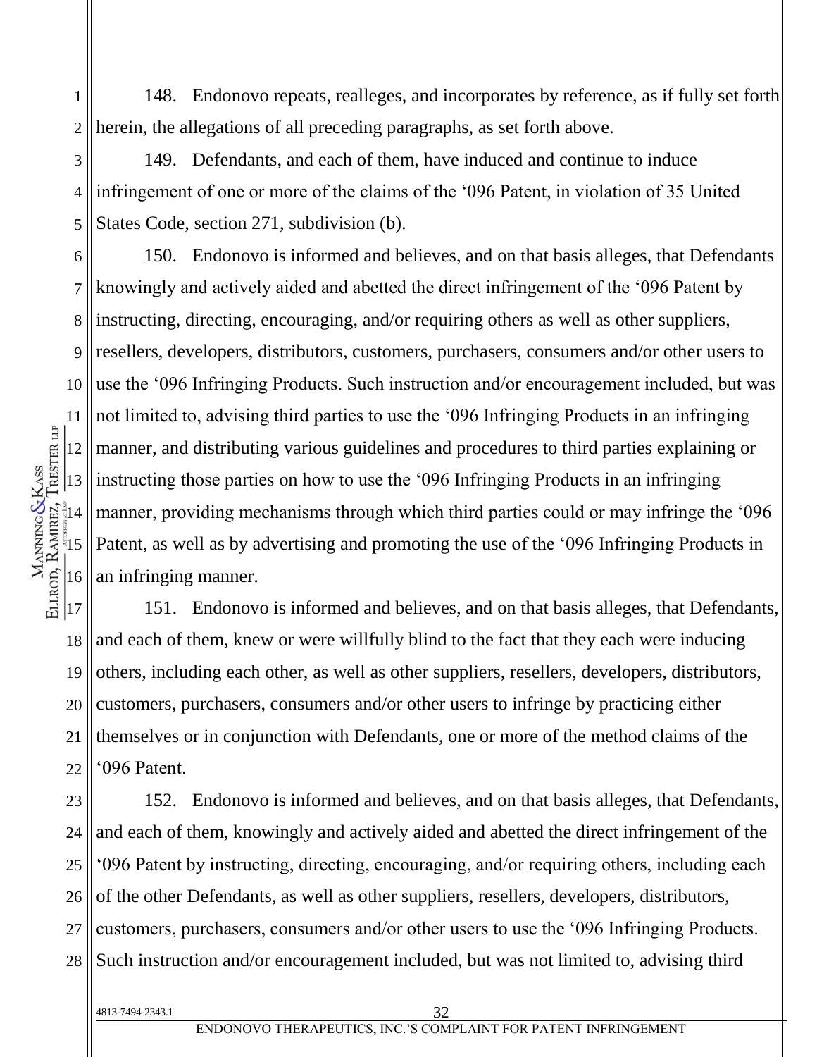148. Endonovo repeats, realleges, and incorporates by reference, as if fully set forth herein, the allegations of all preceding paragraphs, as set forth above.

149. Defendants, and each of them, have induced and continue to induce infringement of one or more of the claims of the ‘096 Patent, in violation of 35 United States Code, section 271, subdivision (b).

150. Endonovo is informed and believes, and on that basis alleges, that Defendants knowingly and actively aided and abetted the direct infringement of the ‘096 Patent by instructing, directing, encouraging, and/or requiring others as well as other suppliers, resellers, developers, distributors, customers, purchasers, consumers and/or other users to use the ‘096 Infringing Products. Such instruction and/or encouragement included, but was not limited to, advising third parties to use the ‘096 Infringing Products in an infringing manner, and distributing various guidelines and procedures to third parties explaining or instructing those parties on how to use the ‘096 Infringing Products in an infringing manner, providing mechanisms through which third parties could or may infringe the ‘096 Patent, as well as by advertising and promoting the use of the ‘096 Infringing Products in an infringing manner.

151. Endonovo is informed and believes, and on that basis alleges, that Defendants, and each of them, knew or were willfully blind to the fact that they each were inducing others, including each other, as well as other suppliers, resellers, developers, distributors, customers, purchasers, consumers and/or other users to infringe by practicing either themselves or in conjunction with Defendants, one or more of the method claims of the ‘096 Patent.

152. Endonovo is informed and believes, and on that basis alleges, that Defendants, and each of them, knowingly and actively aided and abetted the direct infringement of the ‘096 Patent by instructing, directing, encouraging, and/or requiring others, including each of the other Defendants, as well as other suppliers, resellers, developers, distributors, customers, purchasers, consumers and/or other users to use the ‘096 Infringing Products. Such instruction and/or encouragement included, but was not limited to, advising third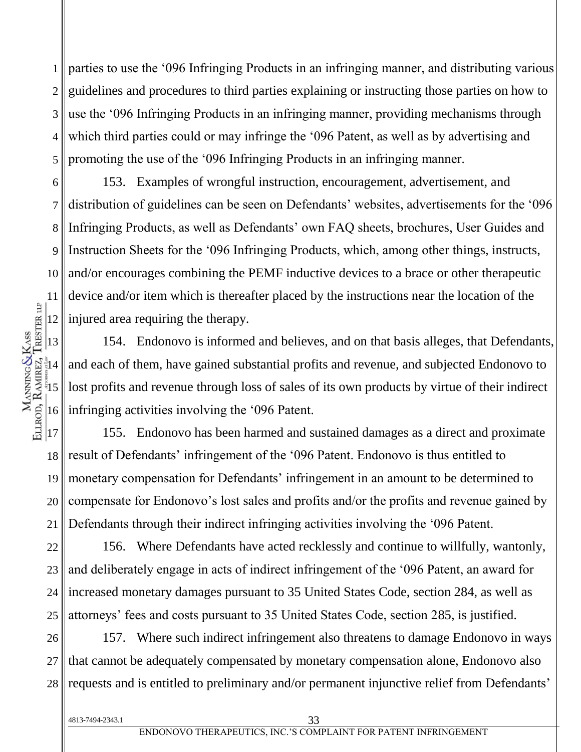parties to use the '096 Infringing Products in an infringing manner, and distributing various guidelines and procedures to third parties explaining or instructing those parties on how to use the '096 Infringing Products in an infringing manner, providing mechanisms through which third parties could or may infringe the '096 Patent, as well as by advertising and promoting the use of the '096 Infringing Products in an infringing manner.

153. Examples of wrongful instruction, encouragement, advertisement, and distribution of guidelines can be seen on Defendants' websites, advertisements for the '096 Infringing Products, as well as Defendants' own FAQ sheets, brochures, User Guides and Instruction Sheets for the '096 Infringing Products, which, among other things, instructs, and/or encourages combining the PEMF inductive devices to a brace or other therapeutic device and/or item which is thereafter placed by the instructions near the location of the injured area requiring the therapy.

154. Endonovo is informed and believes, and on that basis alleges, that Defendants, and each of them, have gained substantial profits and revenue, and subjected Endonovo to lost profits and revenue through loss of sales of its own products by virtue of their indirect infringing activities involving the '096 Patent.

155. Endonovo has been harmed and sustained damages as a direct and proximate result of Defendants' infringement of the '096 Patent. Endonovo is thus entitled to monetary compensation for Defendants' infringement in an amount to be determined to compensate for Endonovo's lost sales and profits and/or the profits and revenue gained by Defendants through their indirect infringing activities involving the '096 Patent.

156. Where Defendants have acted recklessly and continue to willfully, wantonly, and deliberately engage in acts of indirect infringement of the '096 Patent, an award for increased monetary damages pursuant to 35 United States Code, section 284, as well as attorneys' fees and costs pursuant to 35 United States Code, section 285, is justified.

157. Where such indirect infringement also threatens to damage Endonovo in ways that cannot be adequately compensated by monetary compensation alone, Endonovo also requests and is entitled to preliminary and/or permanent injunctive relief from Defendants'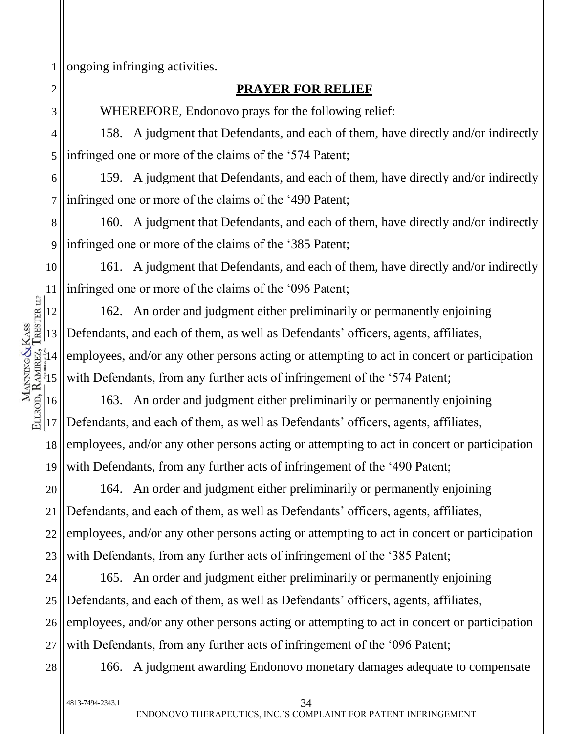ongoing infringing activities.

## PRAYER FOR RELIEF

WHEREFORE, Endonovo prays for the following relief:

158. A judgment that Defendants, and each of them, have directly and/or indirectly infringed one or more of the claims of the '574 Patent;

159. A judgment that Defendants, and each of them, have directly and/or indirectly infringed one or more of the claims of the '490 Patent;

160. A judgment that Defendants, and each of them, have directly and/or indirectly infringed one or more of the claims of the '385 Patent;

161. A judgment that Defendants, and each of them, have directly and/or indirectly infringed one or more of the claims of the '096 Patent;

162. An order and judgment either preliminarily or permanently enjoining Defendants, and each of them, as well as Defendants' officers, agents, affiliates, employees, and/or any other persons acting or attempting to act in concert or participation with Defendants, from any further acts of infringement of the '574 Patent;

163. An order and judgment either preliminarily or permanently enjoining Defendants, and each of them, as well as Defendants' officers, agents, affiliates, employees, and/or any other persons acting or attempting to act in concert or participation with Defendants, from any further acts of infringement of the '490 Patent;

164. An order and judgment either preliminarily or permanently enjoining Defendants, and each of them, as well as Defendants' officers, agents, affiliates, employees, and/or any other persons acting or attempting to act in concert or participation with Defendants, from any further acts of infringement of the '385 Patent;

165. An order and judgment either preliminarily or permanently enjoining Defendants, and each of them, as well as Defendants' officers, agents, affiliates, employees, and/or any other persons acting or attempting to act in concert or participation with Defendants, from any further acts of infringement of the '096 Patent;

166. A judgment awarding Endonovo monetary damages adequate to compensate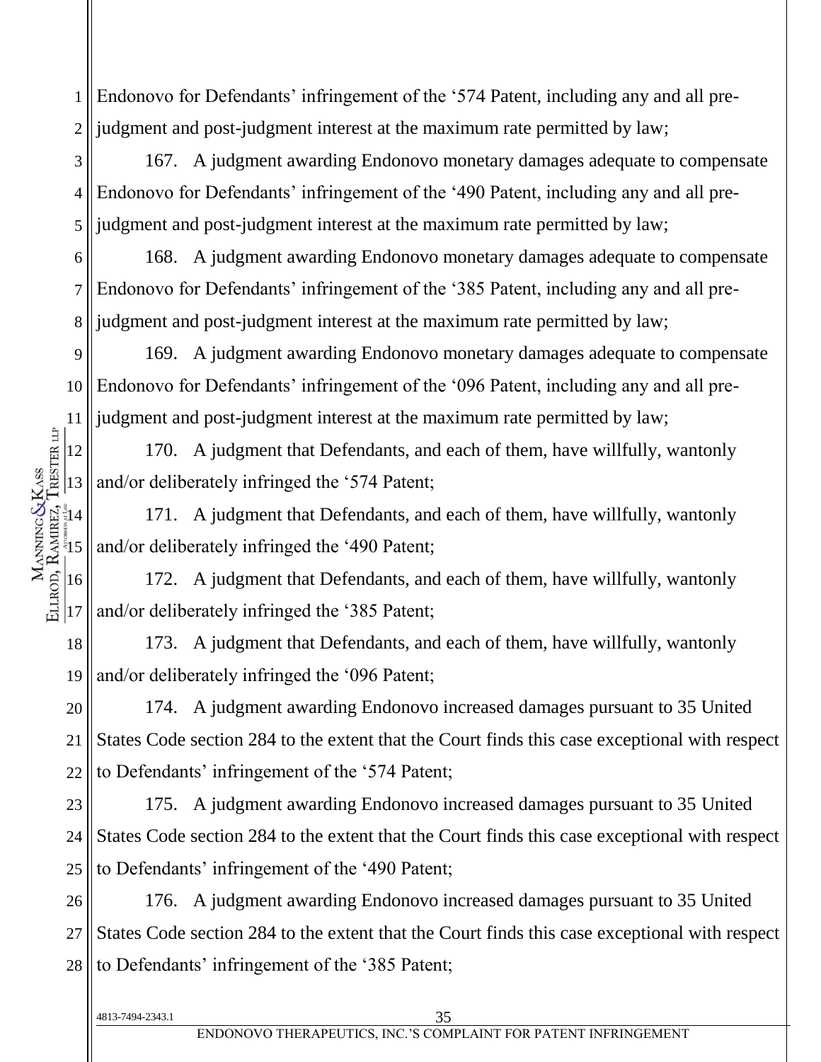Endonovo for Defendants' infringement of the '574 Patent, including any and all pre-judgment and post-judgment interest at the maximum rate permitted by law;

167. A judgment awarding Endonovo monetary damages adequate to compensate Endonovo for Defendants' infringement of the '490 Patent, including any and all pre-judgment and post-judgment interest at the maximum rate permitted by law;

168. A judgment awarding Endonovo monetary damages adequate to compensate Endonovo for Defendants' infringement of the '385 Patent, including any and all pre-judgment and post-judgment interest at the maximum rate permitted by law;

169. A judgment awarding Endonovo monetary damages adequate to compensate Endonovo for Defendants' infringement of the '096 Patent, including any and all pre-judgment and post-judgment interest at the maximum rate permitted by law;

170. A judgment that Defendants, and each of them, have willfully, wantonly and/or deliberately infringed the '574 Patent;

171. A judgment that Defendants, and each of them, have willfully, wantonly and/or deliberately infringed the '490 Patent;

172. A judgment that Defendants, and each of them, have willfully, wantonly and/or deliberately infringed the '385 Patent;

173. A judgment that Defendants, and each of them, have willfully, wantonly and/or deliberately infringed the '096 Patent;

174. A judgment awarding Endonovo increased damages pursuant to 35 United States Code section 284 to the extent that the Court finds this case exceptional with respect to Defendants' infringement of the '574 Patent;

175. A judgment awarding Endonovo increased damages pursuant to 35 United States Code section 284 to the extent that the Court finds this case exceptional with respect to Defendants' infringement of the '490 Patent;

176. A judgment awarding Endonovo increased damages pursuant to 35 United States Code section 284 to the extent that the Court finds this case exceptional with respect to Defendants' infringement of the '385 Patent;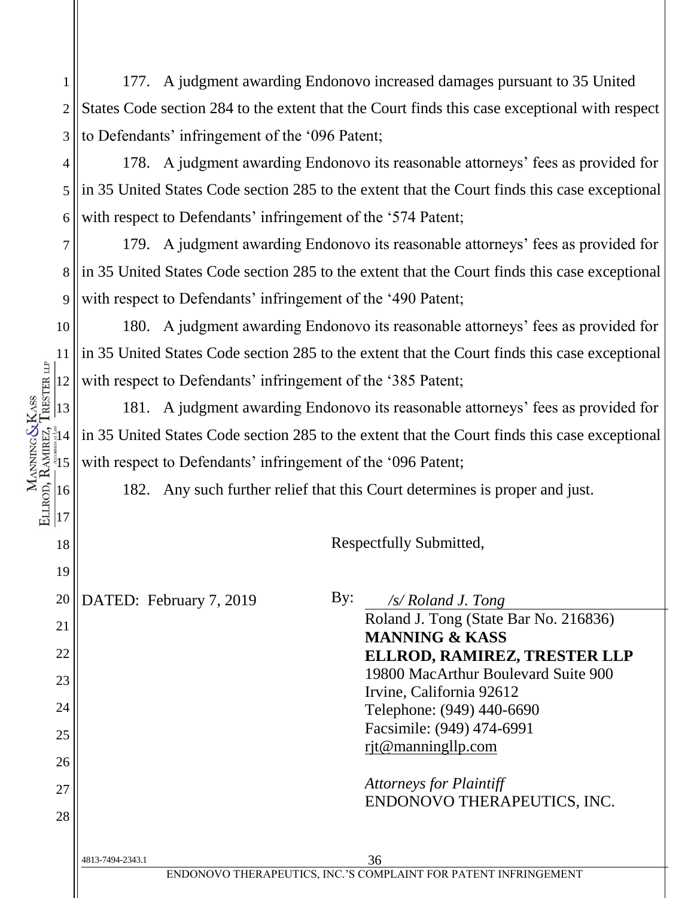177. A judgment awarding Endonovo increased damages pursuant to 35 United States Code section 284 to the extent that the Court finds this case exceptional with respect to Defendants' infringement of the '096 Patent;

178. A judgment awarding Endonovo its reasonable attorneys' fees as provided for in 35 United States Code section 285 to the extent that the Court finds this case exceptional with respect to Defendants' infringement of the '574 Patent;

179. A judgment awarding Endonovo its reasonable attorneys' fees as provided for in 35 United States Code section 285 to the extent that the Court finds this case exceptional with respect to Defendants' infringement of the '490 Patent;

180. A judgment awarding Endonovo its reasonable attorneys' fees as provided for in 35 United States Code section 285 to the extent that the Court finds this case exceptional with respect to Defendants' infringement of the '385 Patent;

181. A judgment awarding Endonovo its reasonable attorneys' fees as provided for in 35 United States Code section 285 to the extent that the Court finds this case exceptional with respect to Defendants' infringement of the '096 Patent;

182. Any such further relief that this Court determines is proper and just.

Respectfully Submitted,

DATED: February 7, 2019

By: */s/ Roland J. Tong*

Roland J. Tong (State Bar No. 216836)
**MANNING & KASS**
**ELLROD, RAMIREZ, TRESTER LLP**
19800 MacArthur Boulevard Suite 900
Irvine, California 92612
Telephone: (949) 440-6690
Facsimile: (949) 474-6991
rjt@manningllp.com

*Attorneys for Plaintiff*
ENDONOVO THERAPEUTICS, INC.